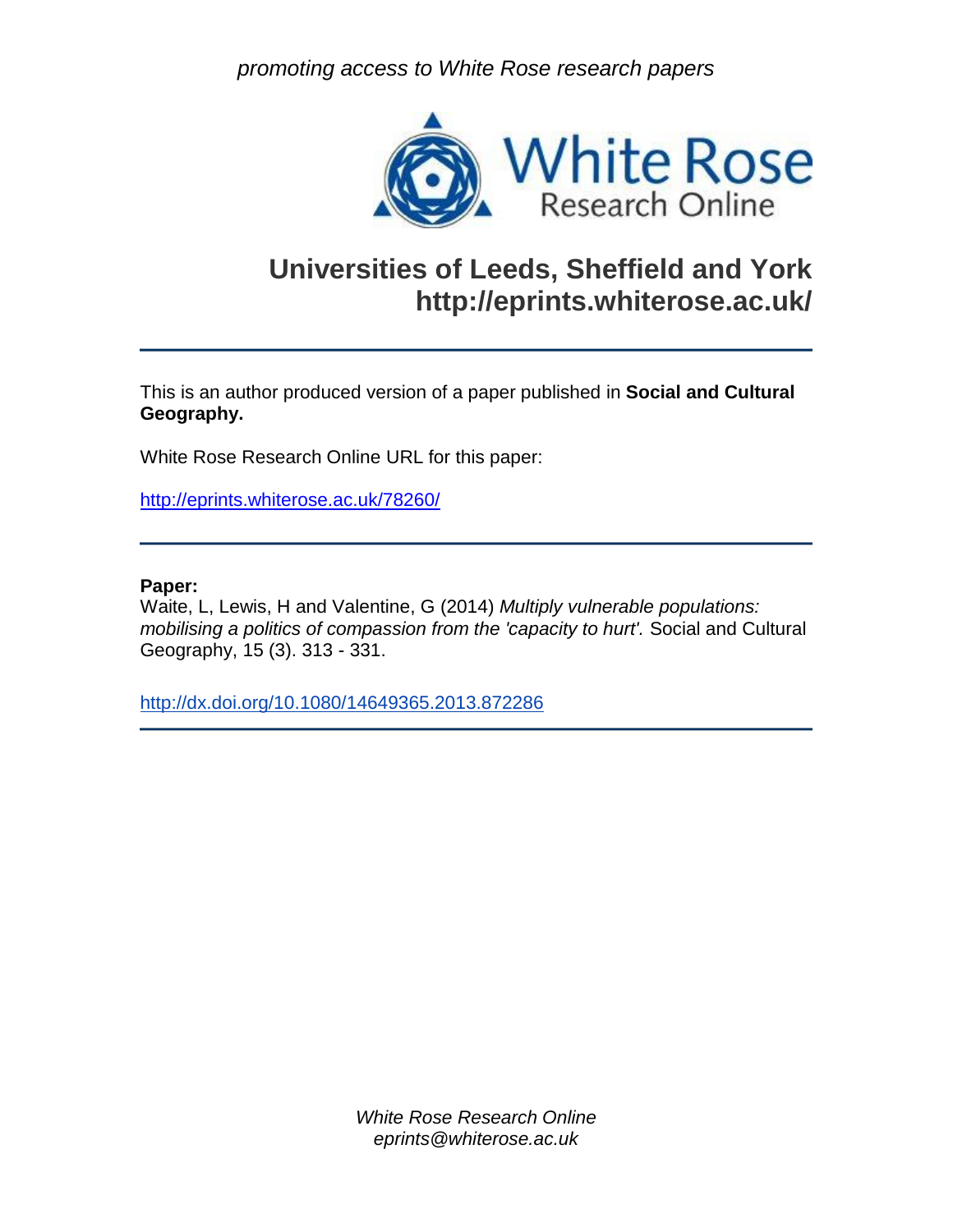promoting access to White Rose research papers

White Rose
Research Online

## Universities of Leeds, Sheffield and York
## http://eprints.whiterose.ac.uk/

This is an author produced version of a paper published in **Social and Cultural Geography.**

White Rose Research Online URL for this paper:

http://eprints.whiterose.ac.uk/78260/

**Paper:**

Waite, L, Lewis, H and Valentine, G (2014) *Multiply vulnerable populations: mobilising a politics of compassion from the 'capacity to hurt'.* Social and Cultural Geography, 15 (3). 313 - 331.

http://dx.doi.org/10.1080/14649365.2013.872286

*White Rose Research Online*
*eprints@whiterose.ac.uk*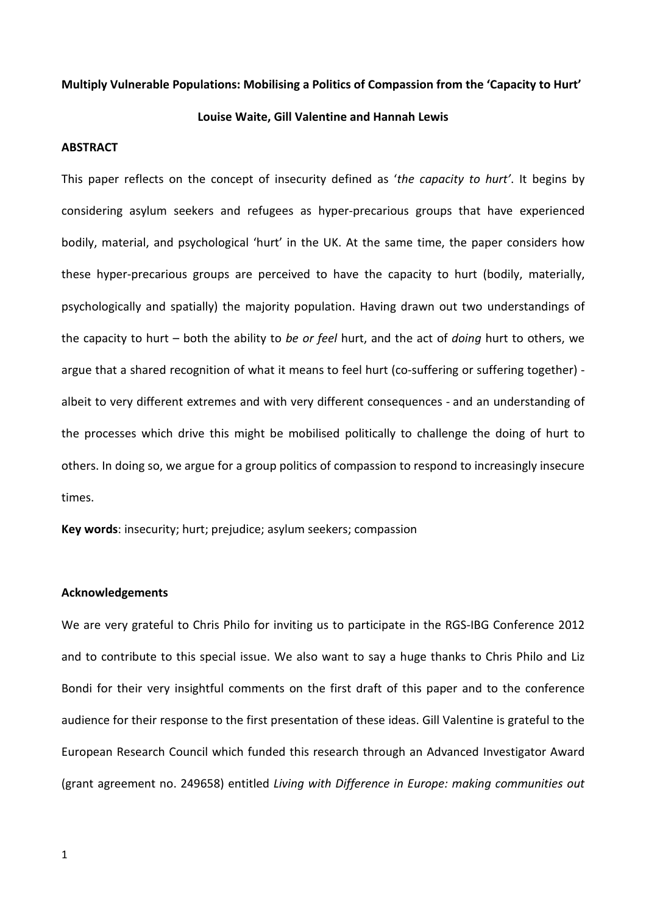**Multiply Vulnerable Populations: Mobilising a Politics of Compassion from the 'Capacity to Hurt'**

**Louise Waite, Gill Valentine and Hannah Lewis**

**ABSTRACT**

This paper reflects on the concept of insecurity defined as '*the capacity to hurt'*. It begins by considering asylum seekers and refugees as hyper-precarious groups that have experienced bodily, material, and psychological 'hurt' in the UK. At the same time, the paper considers how these hyper-precarious groups are perceived to have the capacity to hurt (bodily, materially, psychologically and spatially) the majority population. Having drawn out two understandings of the capacity to hurt – both the ability to *be or feel* hurt, and the act of *doing* hurt to others, we argue that a shared recognition of what it means to feel hurt (co-suffering or suffering together) - albeit to very different extremes and with very different consequences - and an understanding of the processes which drive this might be mobilised politically to challenge the doing of hurt to others. In doing so, we argue for a group politics of compassion to respond to increasingly insecure times.

**Key words**: insecurity; hurt; prejudice; asylum seekers; compassion

**Acknowledgements**

We are very grateful to Chris Philo for inviting us to participate in the RGS-IBG Conference 2012 and to contribute to this special issue. We also want to say a huge thanks to Chris Philo and Liz Bondi for their very insightful comments on the first draft of this paper and to the conference audience for their response to the first presentation of these ideas. Gill Valentine is grateful to the European Research Council which funded this research through an Advanced Investigator Award (grant agreement no. 249658) entitled *Living with Difference in Europe: making communities out*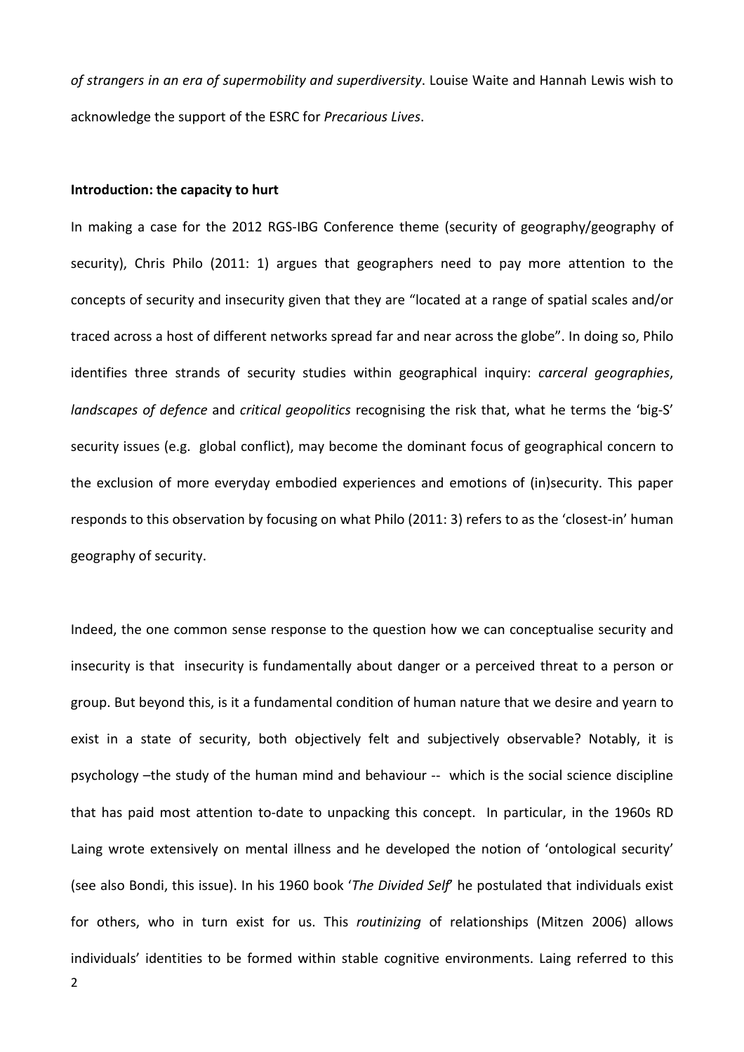*of strangers in an era of supermobility and superdiversity*. Louise Waite and Hannah Lewis wish to acknowledge the support of the ESRC for *Precarious Lives*.

**Introduction: the capacity to hurt**

In making a case for the 2012 RGS-IBG Conference theme (security of geography/geography of security), Chris Philo (2011: 1) argues that geographers need to pay more attention to the concepts of security and insecurity given that they are "located at a range of spatial scales and/or traced across a host of different networks spread far and near across the globe". In doing so, Philo identifies three strands of security studies within geographical inquiry: *carceral geographies*, *landscapes of defence* and *critical geopolitics* recognising the risk that, what he terms the 'big-S' security issues (e.g. global conflict), may become the dominant focus of geographical concern to the exclusion of more everyday embodied experiences and emotions of (in)security. This paper responds to this observation by focusing on what Philo (2011: 3) refers to as the 'closest-in' human geography of security.

Indeed, the one common sense response to the question how we can conceptualise security and insecurity is that insecurity is fundamentally about danger or a perceived threat to a person or group. But beyond this, is it a fundamental condition of human nature that we desire and yearn to exist in a state of security, both objectively felt and subjectively observable? Notably, it is psychology –the study of the human mind and behaviour -- which is the social science discipline that has paid most attention to-date to unpacking this concept. In particular, in the 1960s RD Laing wrote extensively on mental illness and he developed the notion of 'ontological security' (see also Bondi, this issue). In his 1960 book '*The Divided Self*' he postulated that individuals exist for others, who in turn exist for us. This *routinizing* of relationships (Mitzen 2006) allows individuals' identities to be formed within stable cognitive environments. Laing referred to this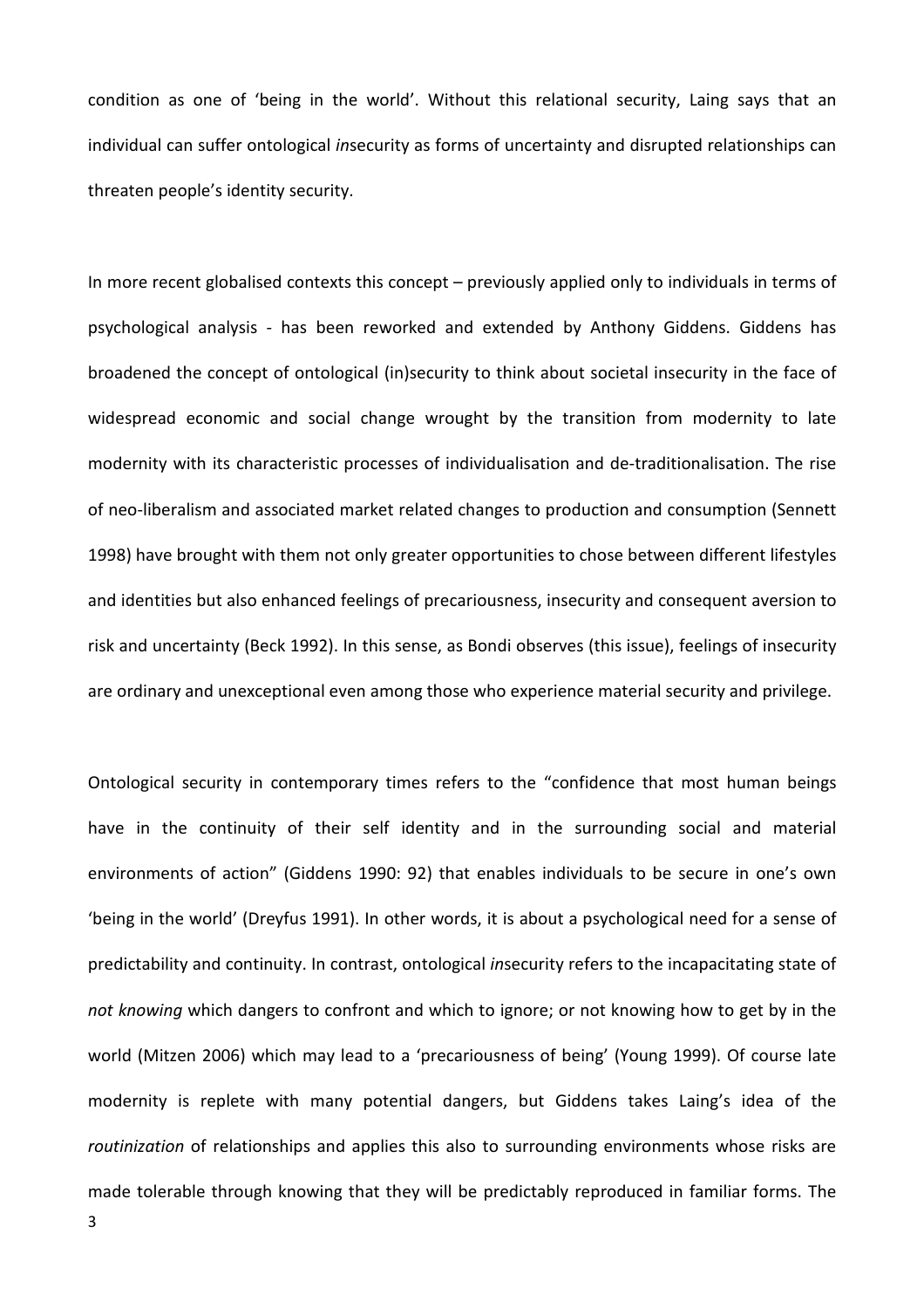condition as one of 'being in the world'. Without this relational security, Laing says that an individual can suffer ontological *in*security as forms of uncertainty and disrupted relationships can threaten people's identity security.

In more recent globalised contexts this concept – previously applied only to individuals in terms of psychological analysis - has been reworked and extended by Anthony Giddens. Giddens has broadened the concept of ontological (in)security to think about societal insecurity in the face of widespread economic and social change wrought by the transition from modernity to late modernity with its characteristic processes of individualisation and de-traditionalisation. The rise of neo-liberalism and associated market related changes to production and consumption (Sennett 1998) have brought with them not only greater opportunities to chose between different lifestyles and identities but also enhanced feelings of precariousness, insecurity and consequent aversion to risk and uncertainty (Beck 1992). In this sense, as Bondi observes (this issue), feelings of insecurity are ordinary and unexceptional even among those who experience material security and privilege.

Ontological security in contemporary times refers to the "confidence that most human beings have in the continuity of their self identity and in the surrounding social and material environments of action" (Giddens 1990: 92) that enables individuals to be secure in one's own 'being in the world' (Dreyfus 1991). In other words, it is about a psychological need for a sense of predictability and continuity. In contrast, ontological *in*security refers to the incapacitating state of *not knowing* which dangers to confront and which to ignore; or not knowing how to get by in the world (Mitzen 2006) which may lead to a 'precariousness of being' (Young 1999). Of course late modernity is replete with many potential dangers, but Giddens takes Laing's idea of the *routinization* of relationships and applies this also to surrounding environments whose risks are made tolerable through knowing that they will be predictably reproduced in familiar forms. The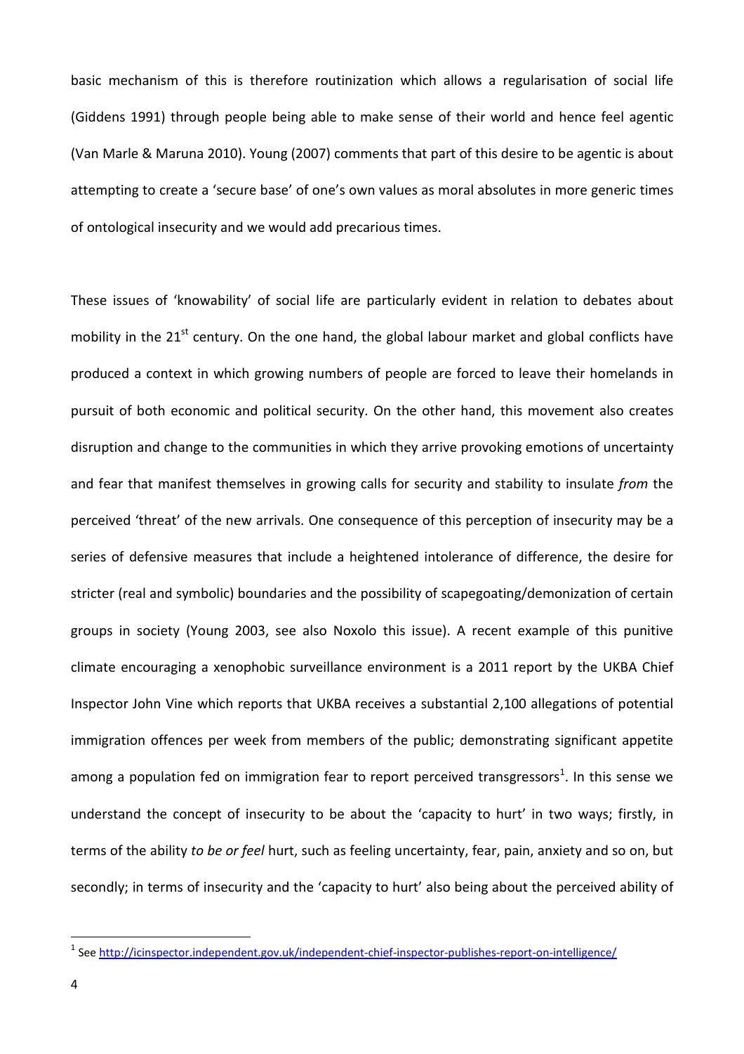basic mechanism of this is therefore routinization which allows a regularisation of social life (Giddens 1991) through people being able to make sense of their world and hence feel agentic (Van Marle & Maruna 2010). Young (2007) comments that part of this desire to be agentic is about attempting to create a 'secure base' of one's own values as moral absolutes in more generic times of ontological insecurity and we would add precarious times.

These issues of 'knowability' of social life are particularly evident in relation to debates about mobility in the 21st century. On the one hand, the global labour market and global conflicts have produced a context in which growing numbers of people are forced to leave their homelands in pursuit of both economic and political security. On the other hand, this movement also creates disruption and change to the communities in which they arrive provoking emotions of uncertainty and fear that manifest themselves in growing calls for security and stability to insulate *from* the perceived 'threat' of the new arrivals. One consequence of this perception of insecurity may be a series of defensive measures that include a heightened intolerance of difference, the desire for stricter (real and symbolic) boundaries and the possibility of scapegoating/demonization of certain groups in society (Young 2003, see also Noxolo this issue). A recent example of this punitive climate encouraging a xenophobic surveillance environment is a 2011 report by the UKBA Chief Inspector John Vine which reports that UKBA receives a substantial 2,100 allegations of potential immigration offences per week from members of the public; demonstrating significant appetite among a population fed on immigration fear to report perceived transgressors[1]. In this sense we understand the concept of insecurity to be about the 'capacity to hurt' in two ways; firstly, in terms of the ability *to be or feel* hurt, such as feeling uncertainty, fear, pain, anxiety and so on, but secondly; in terms of insecurity and the 'capacity to hurt' also being about the perceived ability of

[1] See http://icinspector.independent.gov.uk/independent-chief-inspector-publishes-report-on-intelligence/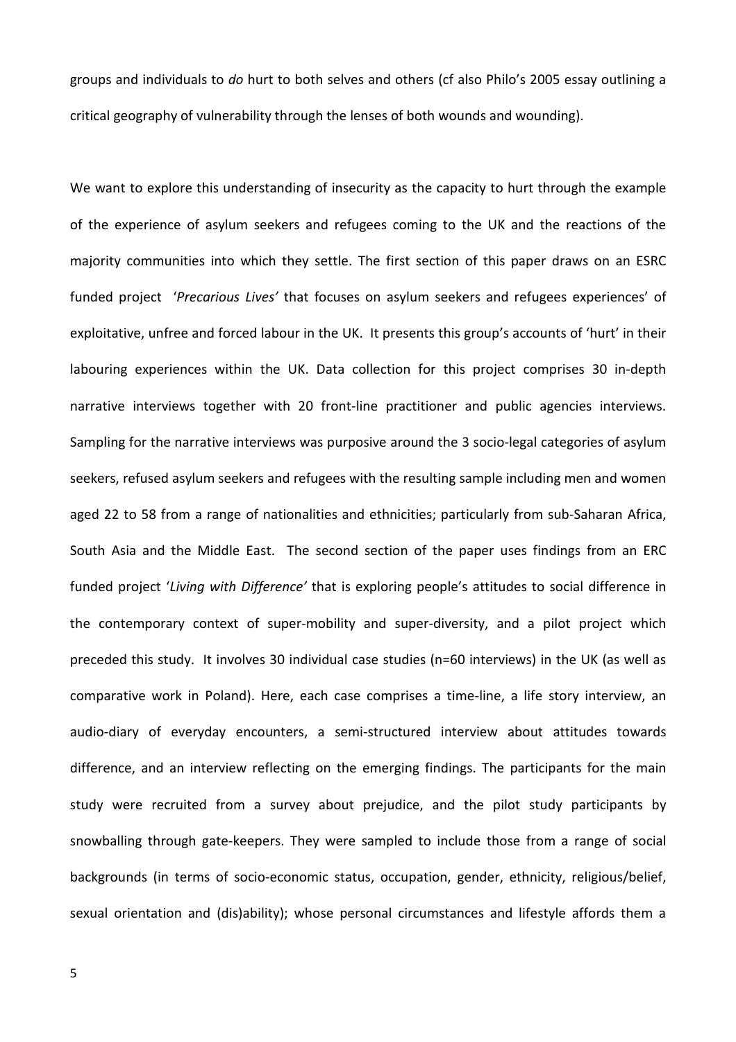groups and individuals to *do* hurt to both selves and others (cf also Philo's 2005 essay outlining a critical geography of vulnerability through the lenses of both wounds and wounding).

We want to explore this understanding of insecurity as the capacity to hurt through the example of the experience of asylum seekers and refugees coming to the UK and the reactions of the majority communities into which they settle. The first section of this paper draws on an ESRC funded project '*Precarious Lives'* that focuses on asylum seekers and refugees experiences' of exploitative, unfree and forced labour in the UK. It presents this group's accounts of 'hurt' in their labouring experiences within the UK. Data collection for this project comprises 30 in-depth narrative interviews together with 20 front-line practitioner and public agencies interviews. Sampling for the narrative interviews was purposive around the 3 socio-legal categories of asylum seekers, refused asylum seekers and refugees with the resulting sample including men and women aged 22 to 58 from a range of nationalities and ethnicities; particularly from sub-Saharan Africa, South Asia and the Middle East. The second section of the paper uses findings from an ERC funded project '*Living with Difference'* that is exploring people's attitudes to social difference in the contemporary context of super-mobility and super-diversity, and a pilot project which preceded this study. It involves 30 individual case studies (n=60 interviews) in the UK (as well as comparative work in Poland). Here, each case comprises a time-line, a life story interview, an audio-diary of everyday encounters, a semi-structured interview about attitudes towards difference, and an interview reflecting on the emerging findings. The participants for the main study were recruited from a survey about prejudice, and the pilot study participants by snowballing through gate-keepers. They were sampled to include those from a range of social backgrounds (in terms of socio-economic status, occupation, gender, ethnicity, religious/belief, sexual orientation and (dis)ability); whose personal circumstances and lifestyle affords them a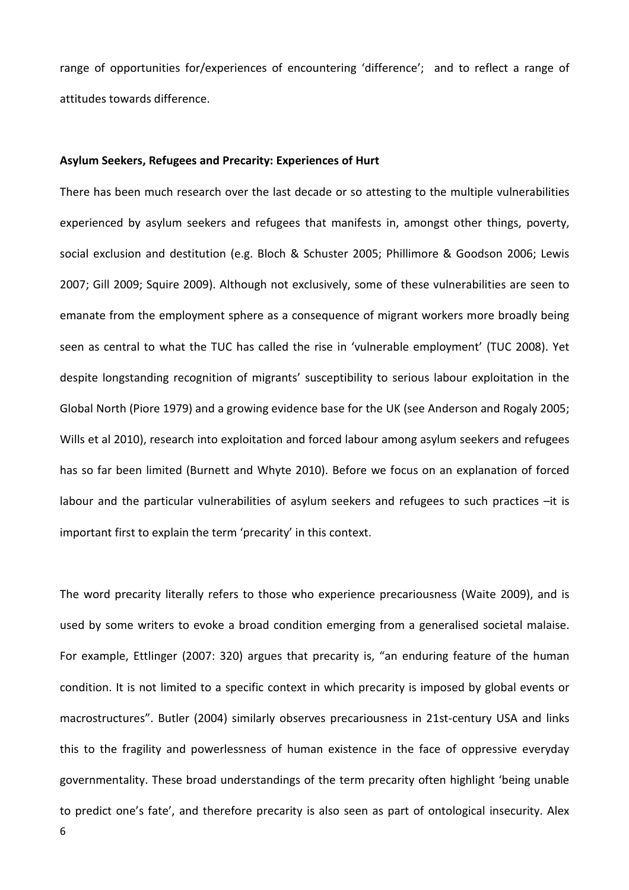range of opportunities for/experiences of encountering 'difference'; and to reflect a range of attitudes towards difference.

### Asylum Seekers, Refugees and Precarity: Experiences of Hurt

There has been much research over the last decade or so attesting to the multiple vulnerabilities experienced by asylum seekers and refugees that manifests in, amongst other things, poverty, social exclusion and destitution (e.g. Bloch & Schuster 2005; Phillimore & Goodson 2006; Lewis 2007; Gill 2009; Squire 2009). Although not exclusively, some of these vulnerabilities are seen to emanate from the employment sphere as a consequence of migrant workers more broadly being seen as central to what the TUC has called the rise in 'vulnerable employment' (TUC 2008). Yet despite longstanding recognition of migrants' susceptibility to serious labour exploitation in the Global North (Piore 1979) and a growing evidence base for the UK (see Anderson and Rogaly 2005; Wills et al 2010), research into exploitation and forced labour among asylum seekers and refugees has so far been limited (Burnett and Whyte 2010). Before we focus on an explanation of forced labour and the particular vulnerabilities of asylum seekers and refugees to such practices –it is important first to explain the term 'precarity' in this context.

The word precarity literally refers to those who experience precariousness (Waite 2009), and is used by some writers to evoke a broad condition emerging from a generalised societal malaise. For example, Ettlinger (2007: 320) argues that precarity is, "an enduring feature of the human condition. It is not limited to a specific context in which precarity is imposed by global events or macrostructures". Butler (2004) similarly observes precariousness in 21st-century USA and links this to the fragility and powerlessness of human existence in the face of oppressive everyday governmentality. These broad understandings of the term precarity often highlight 'being unable to predict one's fate', and therefore precarity is also seen as part of ontological insecurity. Alex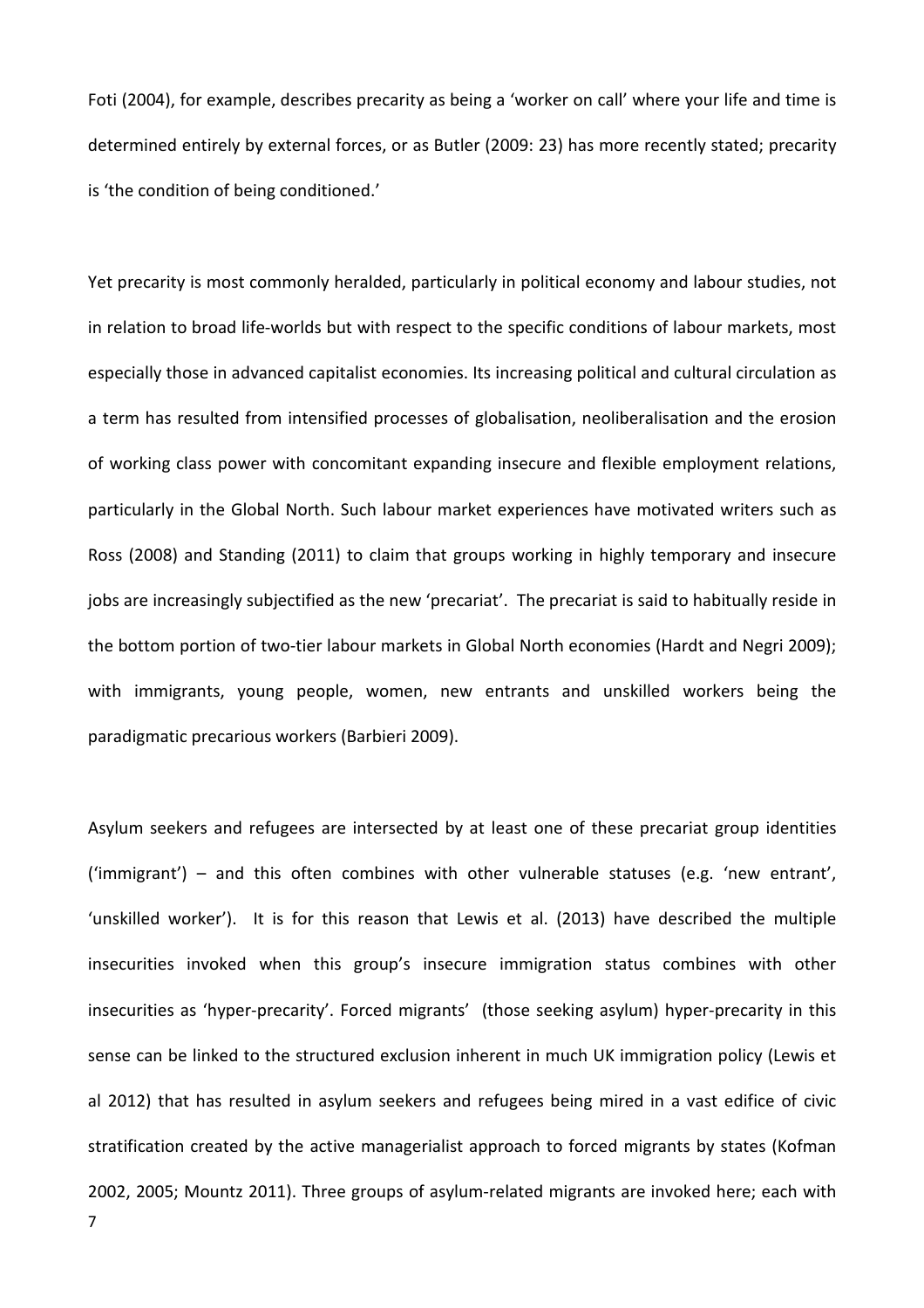Foti (2004), for example, describes precarity as being a 'worker on call' where your life and time is determined entirely by external forces, or as Butler (2009: 23) has more recently stated; precarity is 'the condition of being conditioned.'

Yet precarity is most commonly heralded, particularly in political economy and labour studies, not in relation to broad life-worlds but with respect to the specific conditions of labour markets, most especially those in advanced capitalist economies. Its increasing political and cultural circulation as a term has resulted from intensified processes of globalisation, neoliberalisation and the erosion of working class power with concomitant expanding insecure and flexible employment relations, particularly in the Global North. Such labour market experiences have motivated writers such as Ross (2008) and Standing (2011) to claim that groups working in highly temporary and insecure jobs are increasingly subjectified as the new 'precariat'. The precariat is said to habitually reside in the bottom portion of two-tier labour markets in Global North economies (Hardt and Negri 2009); with immigrants, young people, women, new entrants and unskilled workers being the paradigmatic precarious workers (Barbieri 2009).

Asylum seekers and refugees are intersected by at least one of these precariat group identities ('immigrant') – and this often combines with other vulnerable statuses (e.g. 'new entrant', 'unskilled worker'). It is for this reason that Lewis et al. (2013) have described the multiple insecurities invoked when this group's insecure immigration status combines with other insecurities as 'hyper-precarity'. Forced migrants' (those seeking asylum) hyper-precarity in this sense can be linked to the structured exclusion inherent in much UK immigration policy (Lewis et al 2012) that has resulted in asylum seekers and refugees being mired in a vast edifice of civic stratification created by the active managerialist approach to forced migrants by states (Kofman 2002, 2005; Mountz 2011). Three groups of asylum-related migrants are invoked here; each with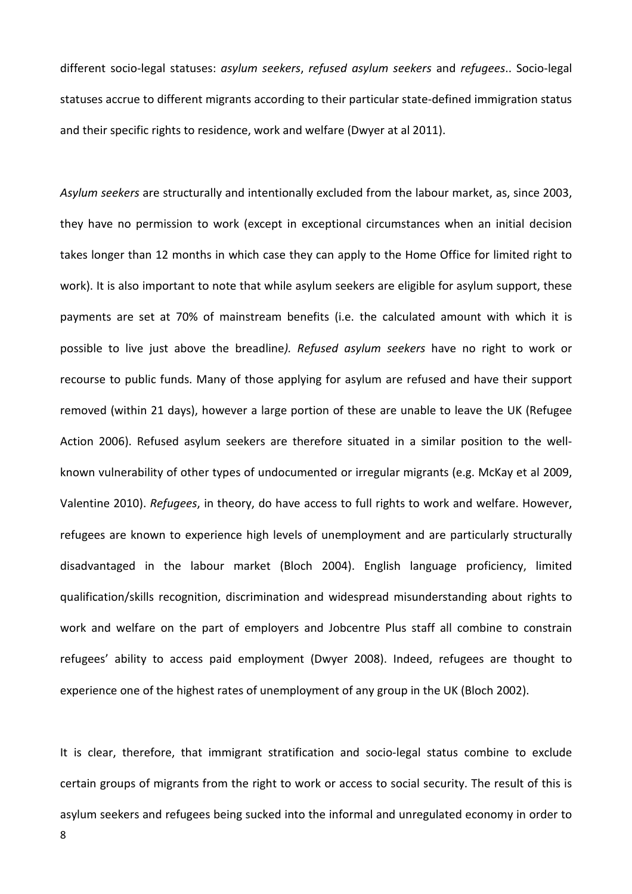different socio-legal statuses: *asylum seekers*, *refused asylum seekers* and *refugees*.. Socio-legal statuses accrue to different migrants according to their particular state-defined immigration status and their specific rights to residence, work and welfare (Dwyer at al 2011).

*Asylum seekers* are structurally and intentionally excluded from the labour market, as, since 2003, they have no permission to work (except in exceptional circumstances when an initial decision takes longer than 12 months in which case they can apply to the Home Office for limited right to work). It is also important to note that while asylum seekers are eligible for asylum support, these payments are set at 70% of mainstream benefits (i.e. the calculated amount with which it is possible to live just above the breadline*). Refused asylum seekers* have no right to work or recourse to public funds. Many of those applying for asylum are refused and have their support removed (within 21 days), however a large portion of these are unable to leave the UK (Refugee Action 2006). Refused asylum seekers are therefore situated in a similar position to the well-known vulnerability of other types of undocumented or irregular migrants (e.g. McKay et al 2009, Valentine 2010). *Refugees*, in theory, do have access to full rights to work and welfare. However, refugees are known to experience high levels of unemployment and are particularly structurally disadvantaged in the labour market (Bloch 2004). English language proficiency, limited qualification/skills recognition, discrimination and widespread misunderstanding about rights to work and welfare on the part of employers and Jobcentre Plus staff all combine to constrain refugees' ability to access paid employment (Dwyer 2008). Indeed, refugees are thought to experience one of the highest rates of unemployment of any group in the UK (Bloch 2002).

It is clear, therefore, that immigrant stratification and socio-legal status combine to exclude certain groups of migrants from the right to work or access to social security. The result of this is asylum seekers and refugees being sucked into the informal and unregulated economy in order to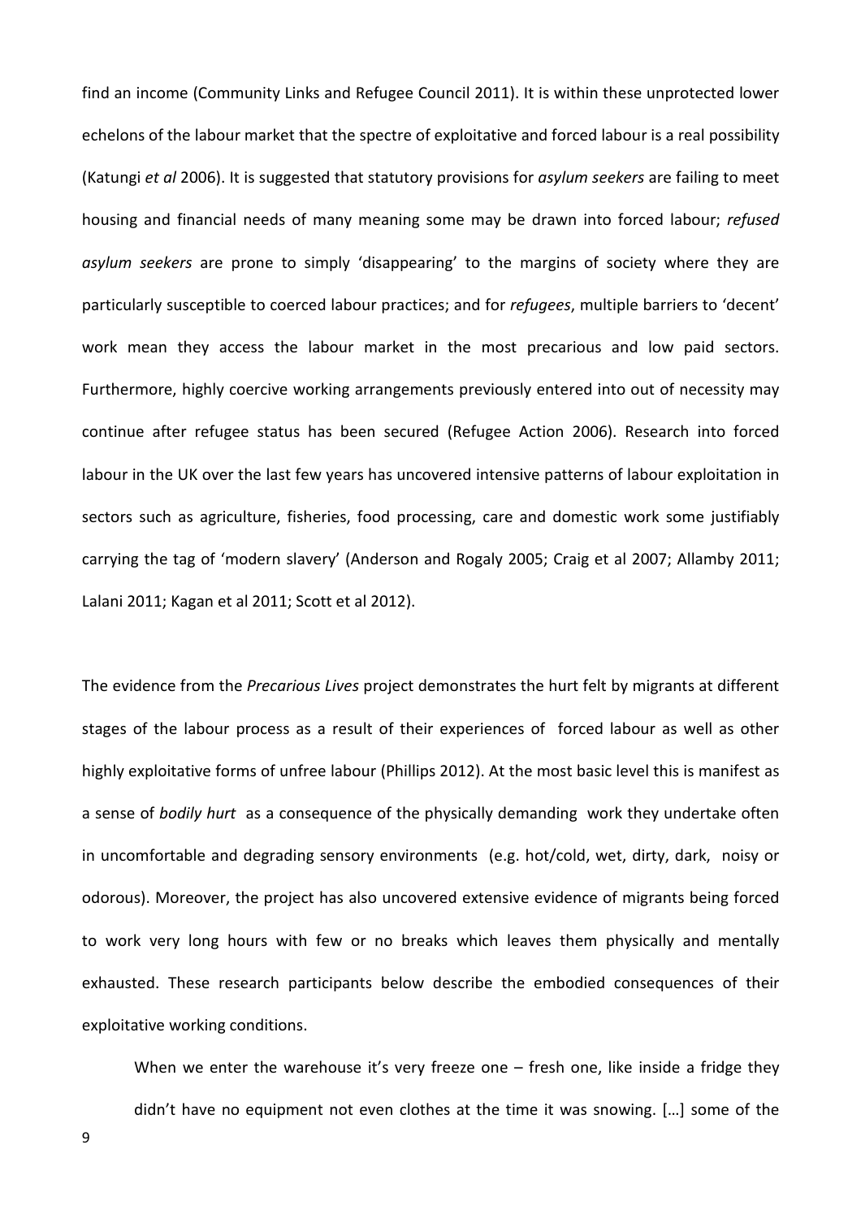find an income (Community Links and Refugee Council 2011). It is within these unprotected lower echelons of the labour market that the spectre of exploitative and forced labour is a real possibility (Katungi *et al* 2006). It is suggested that statutory provisions for *asylum seekers* are failing to meet housing and financial needs of many meaning some may be drawn into forced labour; *refused asylum seekers* are prone to simply 'disappearing' to the margins of society where they are particularly susceptible to coerced labour practices; and for *refugees*, multiple barriers to 'decent' work mean they access the labour market in the most precarious and low paid sectors. Furthermore, highly coercive working arrangements previously entered into out of necessity may continue after refugee status has been secured (Refugee Action 2006). Research into forced labour in the UK over the last few years has uncovered intensive patterns of labour exploitation in sectors such as agriculture, fisheries, food processing, care and domestic work some justifiably carrying the tag of 'modern slavery' (Anderson and Rogaly 2005; Craig et al 2007; Allamby 2011; Lalani 2011; Kagan et al 2011; Scott et al 2012).

The evidence from the *Precarious Lives* project demonstrates the hurt felt by migrants at different stages of the labour process as a result of their experiences of forced labour as well as other highly exploitative forms of unfree labour (Phillips 2012). At the most basic level this is manifest as a sense of *bodily hurt* as a consequence of the physically demanding work they undertake often in uncomfortable and degrading sensory environments (e.g. hot/cold, wet, dirty, dark, noisy or odorous). Moreover, the project has also uncovered extensive evidence of migrants being forced to work very long hours with few or no breaks which leaves them physically and mentally exhausted. These research participants below describe the embodied consequences of their exploitative working conditions.

> When we enter the warehouse it's very freeze one – fresh one, like inside a fridge they didn't have no equipment not even clothes at the time it was snowing. […] some of the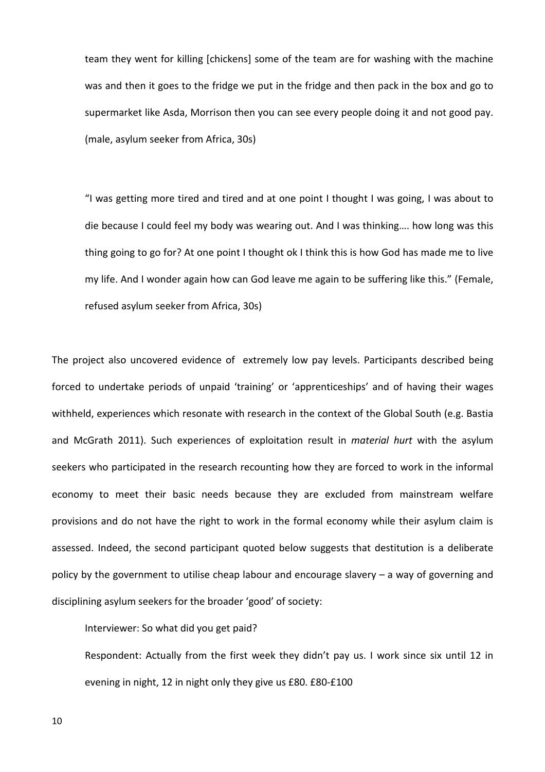team they went for killing [chickens] some of the team are for washing with the machine was and then it goes to the fridge we put in the fridge and then pack in the box and go to supermarket like Asda, Morrison then you can see every people doing it and not good pay. (male, asylum seeker from Africa, 30s)

"I was getting more tired and tired and at one point I thought I was going, I was about to die because I could feel my body was wearing out. And I was thinking…. how long was this thing going to go for? At one point I thought ok I think this is how God has made me to live my life. And I wonder again how can God leave me again to be suffering like this." (Female, refused asylum seeker from Africa, 30s)

The project also uncovered evidence of extremely low pay levels. Participants described being forced to undertake periods of unpaid 'training' or 'apprenticeships' and of having their wages withheld, experiences which resonate with research in the context of the Global South (e.g. Bastia and McGrath 2011). Such experiences of exploitation result in *material hurt* with the asylum seekers who participated in the research recounting how they are forced to work in the informal economy to meet their basic needs because they are excluded from mainstream welfare provisions and do not have the right to work in the formal economy while their asylum claim is assessed. Indeed, the second participant quoted below suggests that destitution is a deliberate policy by the government to utilise cheap labour and encourage slavery – a way of governing and disciplining asylum seekers for the broader 'good' of society:

Interviewer: So what did you get paid?

Respondent: Actually from the first week they didn't pay us. I work since six until 12 in evening in night, 12 in night only they give us £80. £80-£100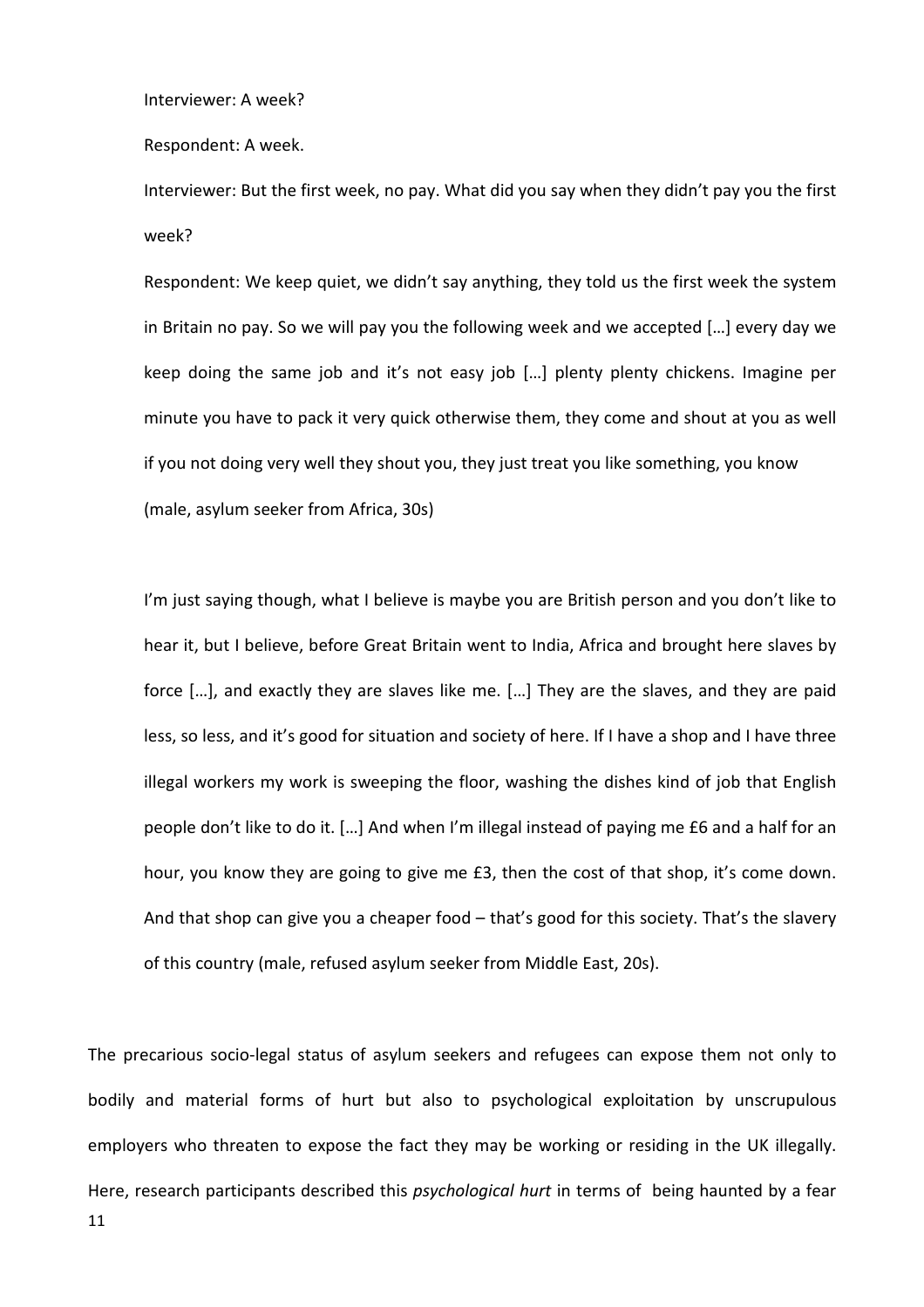Interviewer: A week?

Respondent: A week.

Interviewer: But the first week, no pay. What did you say when they didn't pay you the first week?

Respondent: We keep quiet, we didn't say anything, they told us the first week the system in Britain no pay. So we will pay you the following week and we accepted […] every day we keep doing the same job and it's not easy job […] plenty plenty chickens. Imagine per minute you have to pack it very quick otherwise them, they come and shout at you as well if you not doing very well they shout you, they just treat you like something, you know (male, asylum seeker from Africa, 30s)

I'm just saying though, what I believe is maybe you are British person and you don't like to hear it, but I believe, before Great Britain went to India, Africa and brought here slaves by force […], and exactly they are slaves like me. […] They are the slaves, and they are paid less, so less, and it's good for situation and society of here. If I have a shop and I have three illegal workers my work is sweeping the floor, washing the dishes kind of job that English people don't like to do it. […] And when I'm illegal instead of paying me £6 and a half for an hour, you know they are going to give me £3, then the cost of that shop, it's come down. And that shop can give you a cheaper food – that's good for this society. That's the slavery of this country (male, refused asylum seeker from Middle East, 20s).

The precarious socio-legal status of asylum seekers and refugees can expose them not only to bodily and material forms of hurt but also to psychological exploitation by unscrupulous employers who threaten to expose the fact they may be working or residing in the UK illegally. Here, research participants described this *psychological hurt* in terms of being haunted by a fear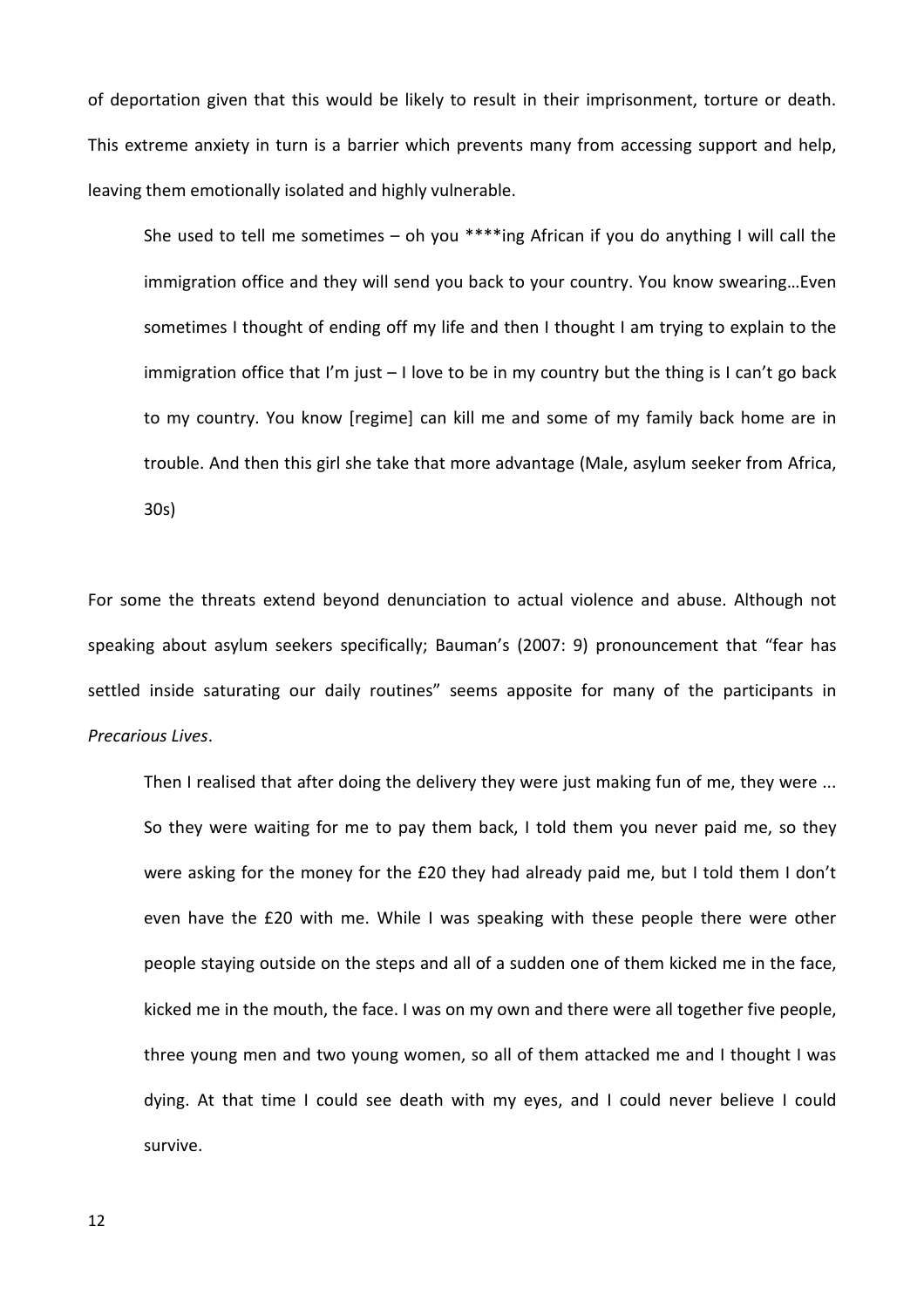of deportation given that this would be likely to result in their imprisonment, torture or death. This extreme anxiety in turn is a barrier which prevents many from accessing support and help, leaving them emotionally isolated and highly vulnerable.

> She used to tell me sometimes – oh you ****ing African if you do anything I will call the immigration office and they will send you back to your country. You know swearing…Even sometimes I thought of ending off my life and then I thought I am trying to explain to the immigration office that I'm just – I love to be in my country but the thing is I can't go back to my country. You know [regime] can kill me and some of my family back home are in trouble. And then this girl she take that more advantage (Male, asylum seeker from Africa, 30s)

For some the threats extend beyond denunciation to actual violence and abuse. Although not speaking about asylum seekers specifically; Bauman's (2007: 9) pronouncement that "fear has settled inside saturating our daily routines" seems apposite for many of the participants in *Precarious Lives*.

> Then I realised that after doing the delivery they were just making fun of me, they were ... So they were waiting for me to pay them back, I told them you never paid me, so they were asking for the money for the £20 they had already paid me, but I told them I don't even have the £20 with me. While I was speaking with these people there were other people staying outside on the steps and all of a sudden one of them kicked me in the face, kicked me in the mouth, the face. I was on my own and there were all together five people, three young men and two young women, so all of them attacked me and I thought I was dying. At that time I could see death with my eyes, and I could never believe I could survive.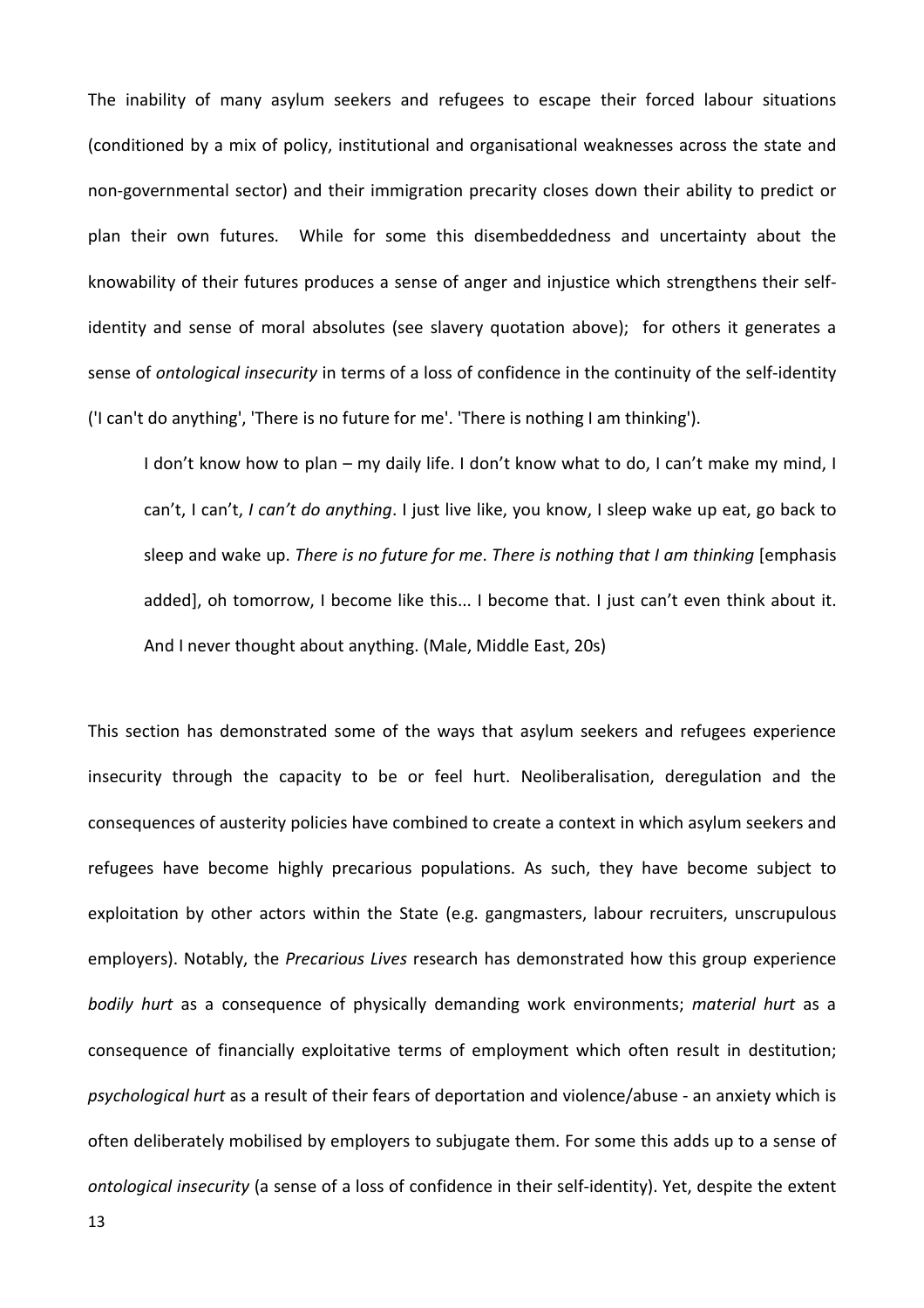The inability of many asylum seekers and refugees to escape their forced labour situations (conditioned by a mix of policy, institutional and organisational weaknesses across the state and non-governmental sector) and their immigration precarity closes down their ability to predict or plan their own futures. While for some this disembeddedness and uncertainty about the knowability of their futures produces a sense of anger and injustice which strengthens their self-identity and sense of moral absolutes (see slavery quotation above); for others it generates a sense of *ontological insecurity* in terms of a loss of confidence in the continuity of the self-identity ('I can't do anything', 'There is no future for me'. 'There is nothing I am thinking').

> I don't know how to plan – my daily life. I don't know what to do, I can't make my mind, I can't, I can't, *I can't do anything*. I just live like, you know, I sleep wake up eat, go back to sleep and wake up. *There is no future for me*. *There is nothing that I am thinking* [emphasis added], oh tomorrow, I become like this... I become that. I just can't even think about it. And I never thought about anything. (Male, Middle East, 20s)

This section has demonstrated some of the ways that asylum seekers and refugees experience insecurity through the capacity to be or feel hurt. Neoliberalisation, deregulation and the consequences of austerity policies have combined to create a context in which asylum seekers and refugees have become highly precarious populations. As such, they have become subject to exploitation by other actors within the State (e.g. gangmasters, labour recruiters, unscrupulous employers). Notably, the *Precarious Lives* research has demonstrated how this group experience *bodily hurt* as a consequence of physically demanding work environments; *material hurt* as a consequence of financially exploitative terms of employment which often result in destitution; *psychological hurt* as a result of their fears of deportation and violence/abuse - an anxiety which is often deliberately mobilised by employers to subjugate them. For some this adds up to a sense of *ontological insecurity* (a sense of a loss of confidence in their self-identity). Yet, despite the extent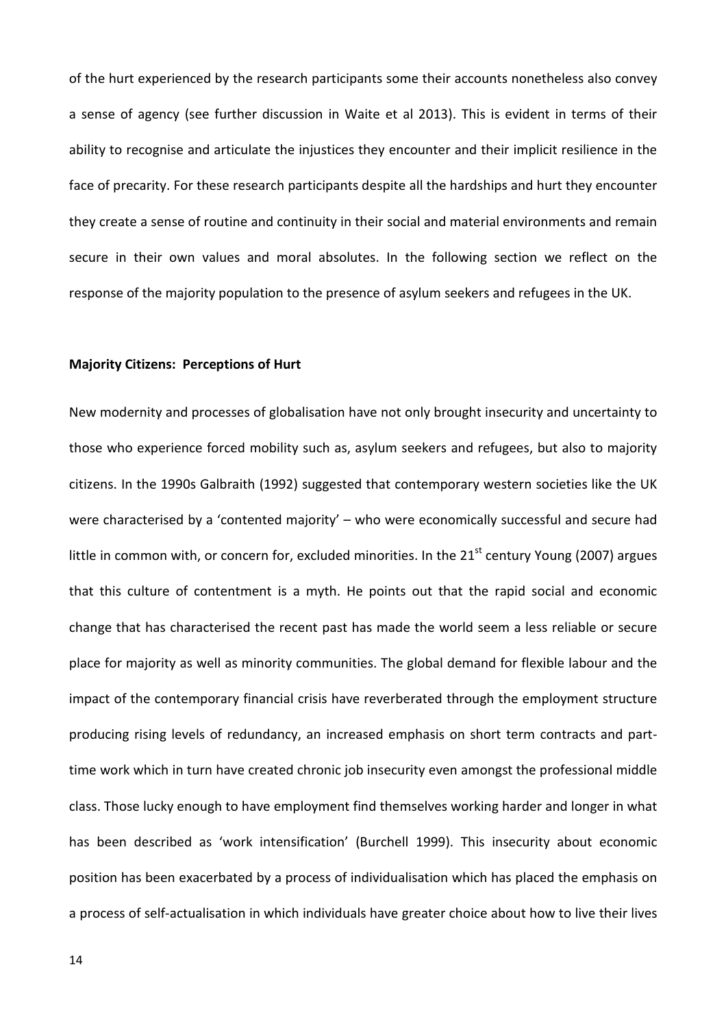of the hurt experienced by the research participants some their accounts nonetheless also convey a sense of agency (see further discussion in Waite et al 2013). This is evident in terms of their ability to recognise and articulate the injustices they encounter and their implicit resilience in the face of precarity. For these research participants despite all the hardships and hurt they encounter they create a sense of routine and continuity in their social and material environments and remain secure in their own values and moral absolutes. In the following section we reflect on the response of the majority population to the presence of asylum seekers and refugees in the UK.

**Majority Citizens: Perceptions of Hurt**

New modernity and processes of globalisation have not only brought insecurity and uncertainty to those who experience forced mobility such as, asylum seekers and refugees, but also to majority citizens. In the 1990s Galbraith (1992) suggested that contemporary western societies like the UK were characterised by a 'contented majority' – who were economically successful and secure had little in common with, or concern for, excluded minorities. In the 21st century Young (2007) argues that this culture of contentment is a myth. He points out that the rapid social and economic change that has characterised the recent past has made the world seem a less reliable or secure place for majority as well as minority communities. The global demand for flexible labour and the impact of the contemporary financial crisis have reverberated through the employment structure producing rising levels of redundancy, an increased emphasis on short term contracts and part-time work which in turn have created chronic job insecurity even amongst the professional middle class. Those lucky enough to have employment find themselves working harder and longer in what has been described as 'work intensification' (Burchell 1999). This insecurity about economic position has been exacerbated by a process of individualisation which has placed the emphasis on a process of self-actualisation in which individuals have greater choice about how to live their lives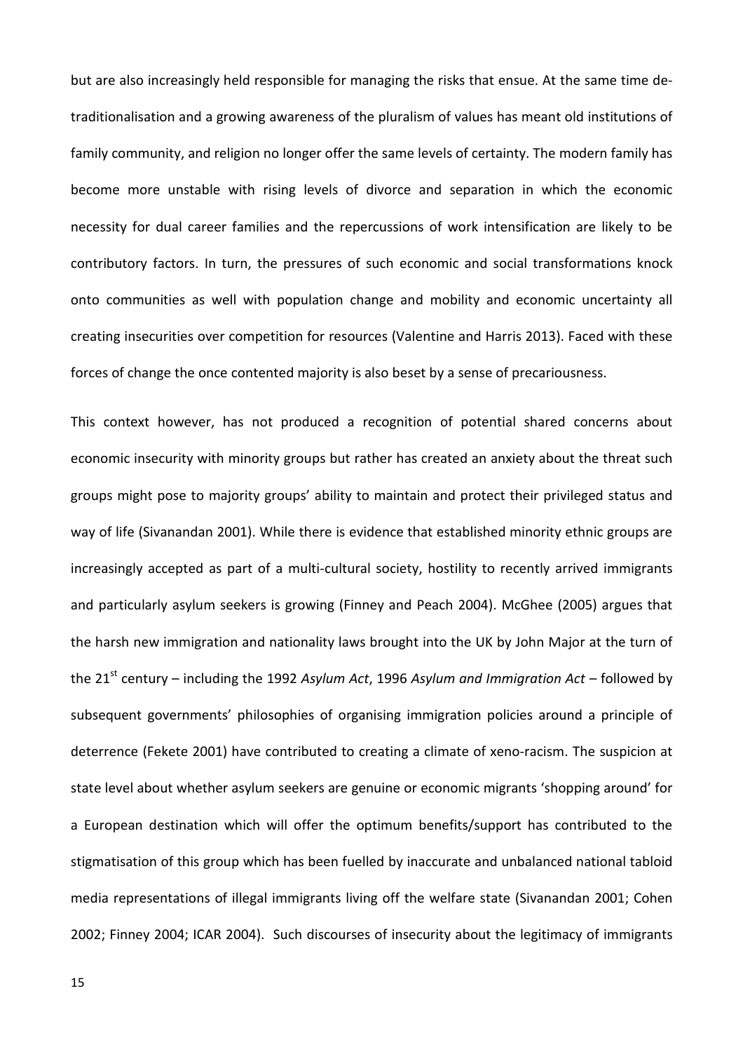but are also increasingly held responsible for managing the risks that ensue. At the same time de-traditionalisation and a growing awareness of the pluralism of values has meant old institutions of family community, and religion no longer offer the same levels of certainty. The modern family has become more unstable with rising levels of divorce and separation in which the economic necessity for dual career families and the repercussions of work intensification are likely to be contributory factors. In turn, the pressures of such economic and social transformations knock onto communities as well with population change and mobility and economic uncertainty all creating insecurities over competition for resources (Valentine and Harris 2013). Faced with these forces of change the once contented majority is also beset by a sense of precariousness.

This context however, has not produced a recognition of potential shared concerns about economic insecurity with minority groups but rather has created an anxiety about the threat such groups might pose to majority groups' ability to maintain and protect their privileged status and way of life (Sivanandan 2001). While there is evidence that established minority ethnic groups are increasingly accepted as part of a multi-cultural society, hostility to recently arrived immigrants and particularly asylum seekers is growing (Finney and Peach 2004). McGhee (2005) argues that the harsh new immigration and nationality laws brought into the UK by John Major at the turn of the 21st century – including the 1992 *Asylum Act*, 1996 *Asylum and Immigration Act* – followed by subsequent governments' philosophies of organising immigration policies around a principle of deterrence (Fekete 2001) have contributed to creating a climate of xeno-racism. The suspicion at state level about whether asylum seekers are genuine or economic migrants 'shopping around' for a European destination which will offer the optimum benefits/support has contributed to the stigmatisation of this group which has been fuelled by inaccurate and unbalanced national tabloid media representations of illegal immigrants living off the welfare state (Sivanandan 2001; Cohen 2002; Finney 2004; ICAR 2004). Such discourses of insecurity about the legitimacy of immigrants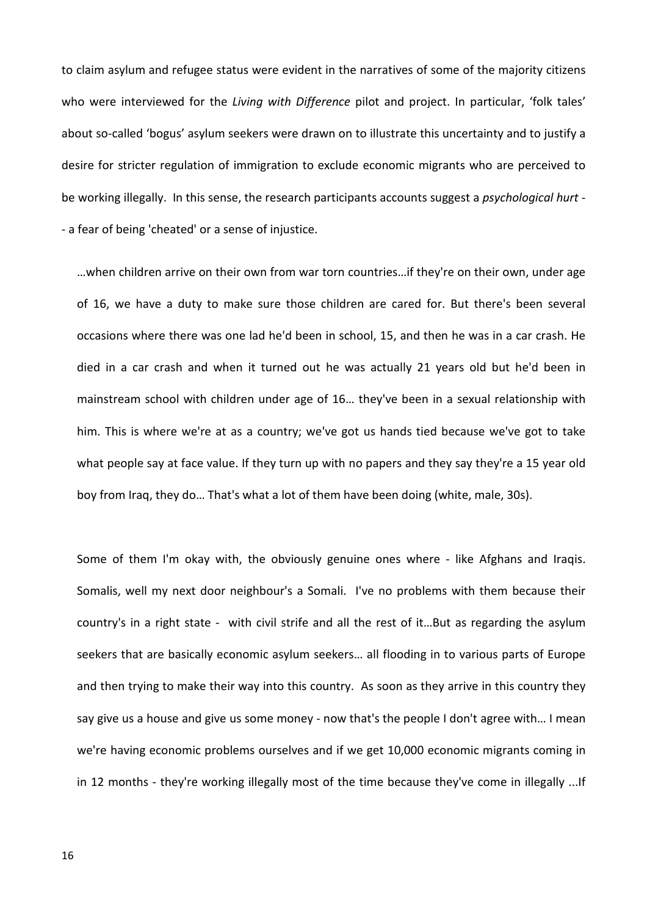to claim asylum and refugee status were evident in the narratives of some of the majority citizens who were interviewed for the *Living with Difference* pilot and project. In particular, 'folk tales' about so-called 'bogus' asylum seekers were drawn on to illustrate this uncertainty and to justify a desire for stricter regulation of immigration to exclude economic migrants who are perceived to be working illegally. In this sense, the research participants accounts suggest a *psychological hurt* -- a fear of being 'cheated' or a sense of injustice.

> …when children arrive on their own from war torn countries…if they're on their own, under age of 16, we have a duty to make sure those children are cared for. But there's been several occasions where there was one lad he'd been in school, 15, and then he was in a car crash. He died in a car crash and when it turned out he was actually 21 years old but he'd been in mainstream school with children under age of 16… they've been in a sexual relationship with him. This is where we're at as a country; we've got us hands tied because we've got to take what people say at face value. If they turn up with no papers and they say they're a 15 year old boy from Iraq, they do… That's what a lot of them have been doing (white, male, 30s).

> Some of them I'm okay with, the obviously genuine ones where - like Afghans and Iraqis. Somalis, well my next door neighbour's a Somali. I've no problems with them because their country's in a right state - with civil strife and all the rest of it…But as regarding the asylum seekers that are basically economic asylum seekers… all flooding in to various parts of Europe and then trying to make their way into this country. As soon as they arrive in this country they say give us a house and give us some money - now that's the people I don't agree with… I mean we're having economic problems ourselves and if we get 10,000 economic migrants coming in in 12 months - they're working illegally most of the time because they've come in illegally ...If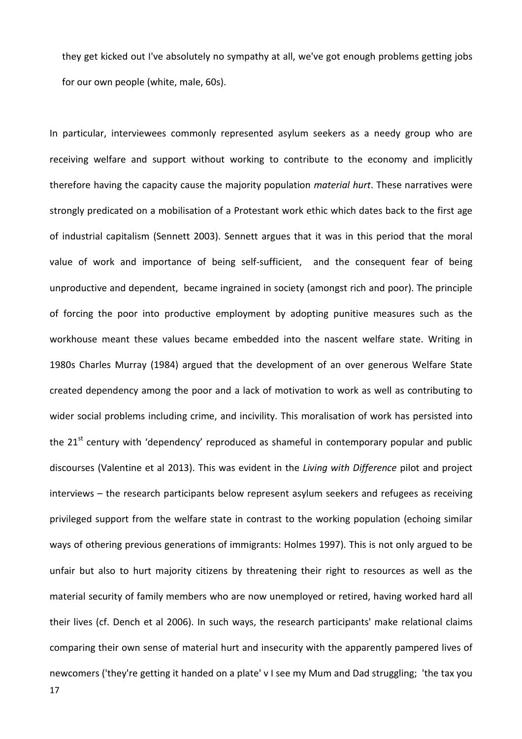they get kicked out I've absolutely no sympathy at all, we've got enough problems getting jobs for our own people (white, male, 60s).

In particular, interviewees commonly represented asylum seekers as a needy group who are receiving welfare and support without working to contribute to the economy and implicitly therefore having the capacity cause the majority population *material hurt*. These narratives were strongly predicated on a mobilisation of a Protestant work ethic which dates back to the first age of industrial capitalism (Sennett 2003). Sennett argues that it was in this period that the moral value of work and importance of being self-sufficient, and the consequent fear of being unproductive and dependent, became ingrained in society (amongst rich and poor). The principle of forcing the poor into productive employment by adopting punitive measures such as the workhouse meant these values became embedded into the nascent welfare state. Writing in 1980s Charles Murray (1984) argued that the development of an over generous Welfare State created dependency among the poor and a lack of motivation to work as well as contributing to wider social problems including crime, and incivility. This moralisation of work has persisted into the 21st century with 'dependency' reproduced as shameful in contemporary popular and public discourses (Valentine et al 2013). This was evident in the *Living with Difference* pilot and project interviews – the research participants below represent asylum seekers and refugees as receiving privileged support from the welfare state in contrast to the working population (echoing similar ways of othering previous generations of immigrants: Holmes 1997). This is not only argued to be unfair but also to hurt majority citizens by threatening their right to resources as well as the material security of family members who are now unemployed or retired, having worked hard all their lives (cf. Dench et al 2006). In such ways, the research participants' make relational claims comparing their own sense of material hurt and insecurity with the apparently pampered lives of newcomers ('they're getting it handed on a plate' v I see my Mum and Dad struggling; 'the tax you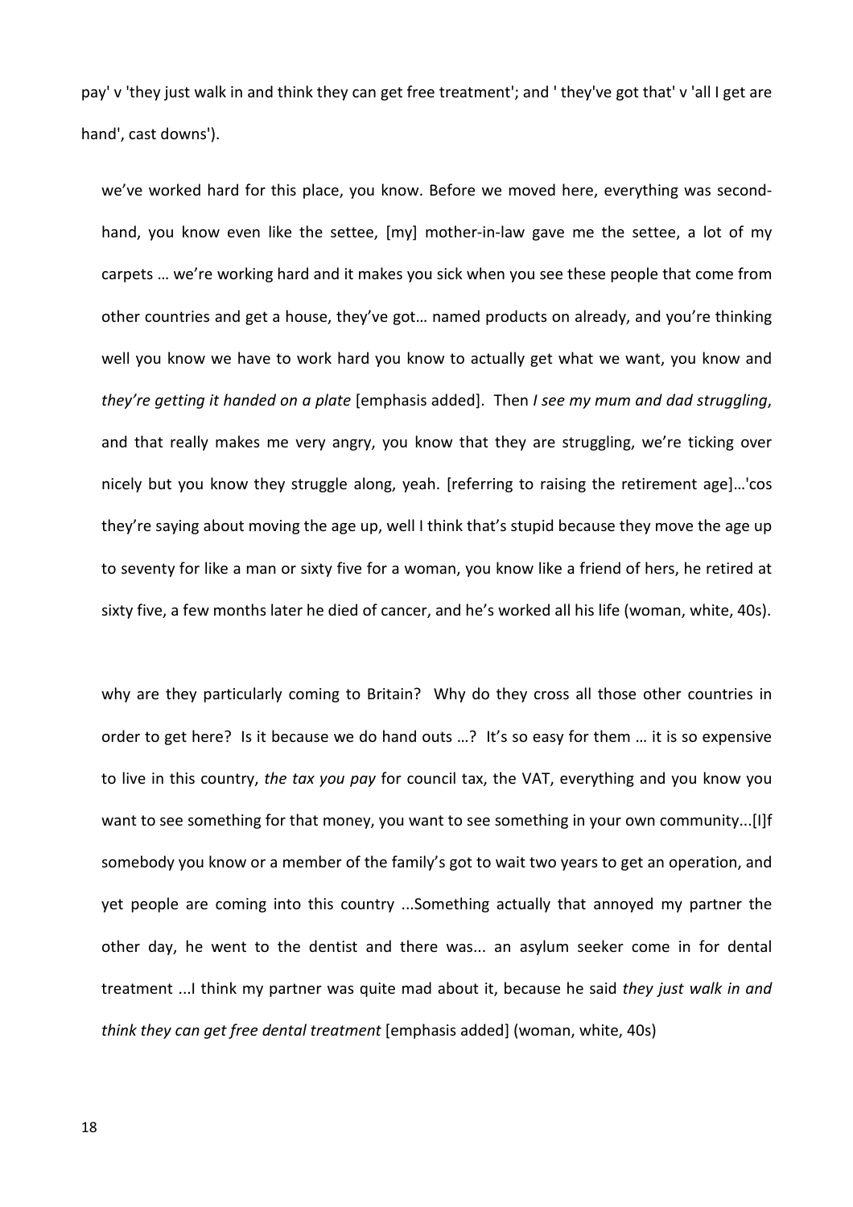pay' v 'they just walk in and think they can get free treatment'; and ' they've got that' v 'all I get are hand', cast downs').

> we've worked hard for this place, you know. Before we moved here, everything was second-hand, you know even like the settee, [my] mother-in-law gave me the settee, a lot of my carpets … we're working hard and it makes you sick when you see these people that come from other countries and get a house, they've got… named products on already, and you're thinking well you know we have to work hard you know to actually get what we want, you know and *they're getting it handed on a plate* [emphasis added]. Then *I see my mum and dad struggling*, and that really makes me very angry, you know that they are struggling, we're ticking over nicely but you know they struggle along, yeah. [referring to raising the retirement age]…'cos they're saying about moving the age up, well I think that's stupid because they move the age up to seventy for like a man or sixty five for a woman, you know like a friend of hers, he retired at sixty five, a few months later he died of cancer, and he's worked all his life (woman, white, 40s).

> why are they particularly coming to Britain? Why do they cross all those other countries in order to get here? Is it because we do hand outs …? It's so easy for them … it is so expensive to live in this country, *the tax you pay* for council tax, the VAT, everything and you know you want to see something for that money, you want to see something in your own community...[I]f somebody you know or a member of the family's got to wait two years to get an operation, and yet people are coming into this country ...Something actually that annoyed my partner the other day, he went to the dentist and there was... an asylum seeker come in for dental treatment ...I think my partner was quite mad about it, because he said *they just walk in and think they can get free dental treatment* [emphasis added] (woman, white, 40s)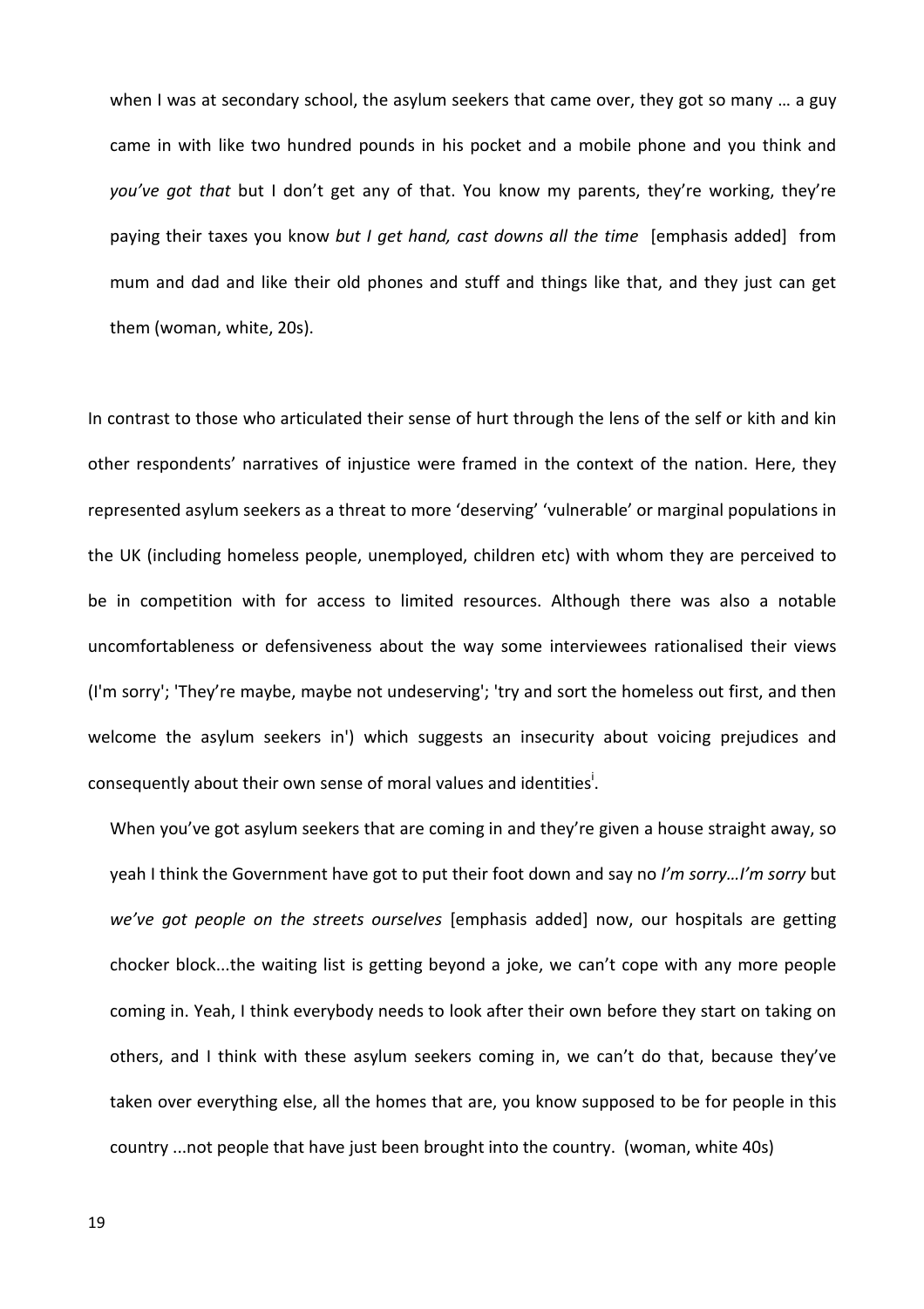when I was at secondary school, the asylum seekers that came over, they got so many … a guy came in with like two hundred pounds in his pocket and a mobile phone and you think and *you've got that* but I don't get any of that. You know my parents, they're working, they're paying their taxes you know *but I get hand, cast downs all the time* [emphasis added] from mum and dad and like their old phones and stuff and things like that, and they just can get them (woman, white, 20s).

In contrast to those who articulated their sense of hurt through the lens of the self or kith and kin other respondents' narratives of injustice were framed in the context of the nation. Here, they represented asylum seekers as a threat to more 'deserving' 'vulnerable' or marginal populations in the UK (including homeless people, unemployed, children etc) with whom they are perceived to be in competition with for access to limited resources. Although there was also a notable uncomfortableness or defensiveness about the way some interviewees rationalised their views (I'm sorry'; 'They're maybe, maybe not undeserving'; 'try and sort the homeless out first, and then welcome the asylum seekers in') which suggests an insecurity about voicing prejudices and consequently about their own sense of moral values and identities[i].

When you've got asylum seekers that are coming in and they're given a house straight away, so yeah I think the Government have got to put their foot down and say no *I'm sorry…I'm sorry* but *we've got people on the streets ourselves* [emphasis added] now, our hospitals are getting chocker block...the waiting list is getting beyond a joke, we can't cope with any more people coming in. Yeah, I think everybody needs to look after their own before they start on taking on others, and I think with these asylum seekers coming in, we can't do that, because they've taken over everything else, all the homes that are, you know supposed to be for people in this country ...not people that have just been brought into the country. (woman, white 40s)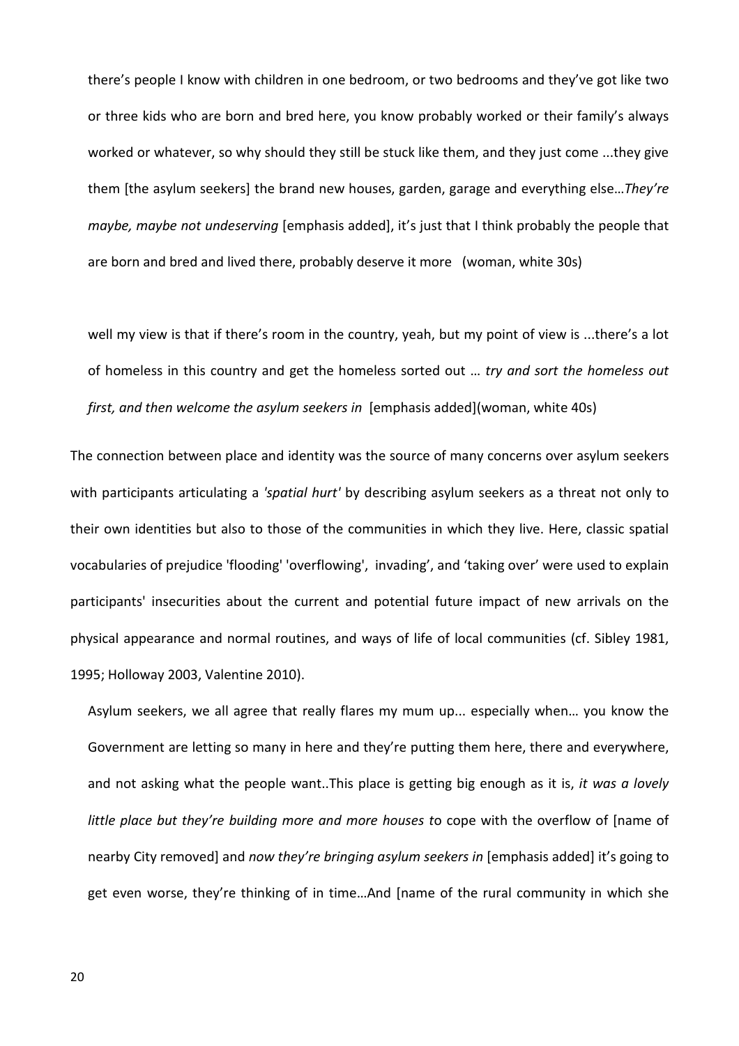> there's people I know with children in one bedroom, or two bedrooms and they've got like two or three kids who are born and bred here, you know probably worked or their family's always worked or whatever, so why should they still be stuck like them, and they just come ...they give them [the asylum seekers] the brand new houses, garden, garage and everything else…*They're maybe, maybe not undeserving* [emphasis added], it's just that I think probably the people that are born and bred and lived there, probably deserve it more (woman, white 30s)

> well my view is that if there's room in the country, yeah, but my point of view is ...there's a lot of homeless in this country and get the homeless sorted out … *try and sort the homeless out first, and then welcome the asylum seekers in* [emphasis added](woman, white 40s)

The connection between place and identity was the source of many concerns over asylum seekers with participants articulating a *'spatial hurt'* by describing asylum seekers as a threat not only to their own identities but also to those of the communities in which they live. Here, classic spatial vocabularies of prejudice 'flooding' 'overflowing', invading', and 'taking over' were used to explain participants' insecurities about the current and potential future impact of new arrivals on the physical appearance and normal routines, and ways of life of local communities (cf. Sibley 1981, 1995; Holloway 2003, Valentine 2010).

> Asylum seekers, we all agree that really flares my mum up... especially when… you know the Government are letting so many in here and they're putting them here, there and everywhere, and not asking what the people want..This place is getting big enough as it is, *it was a lovely little place but they're building more and more houses t*o cope with the overflow of [name of nearby City removed] and *now they're bringing asylum seekers in* [emphasis added] it's going to get even worse, they're thinking of in time…And [name of the rural community in which she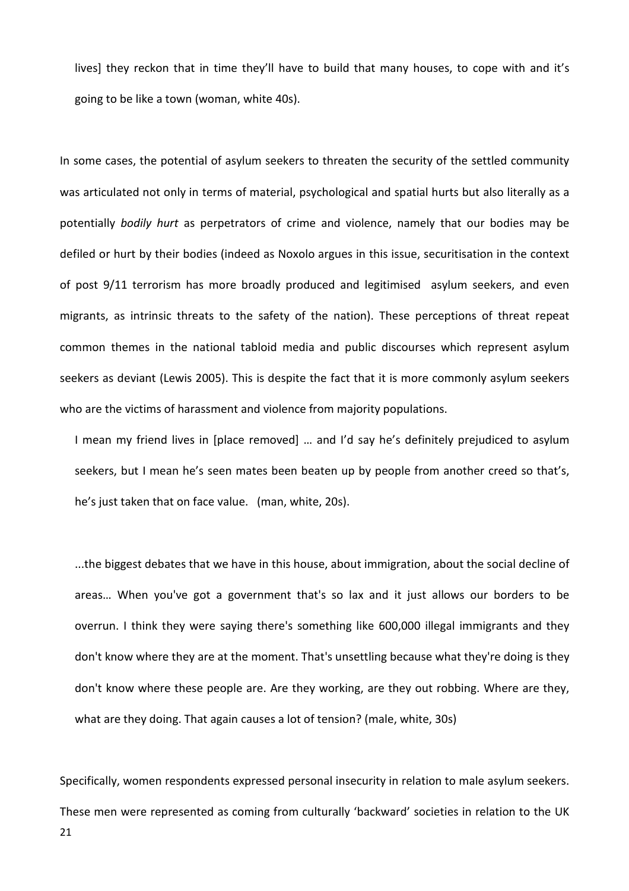lives] they reckon that in time they'll have to build that many houses, to cope with and it's going to be like a town (woman, white 40s).

In some cases, the potential of asylum seekers to threaten the security of the settled community was articulated not only in terms of material, psychological and spatial hurts but also literally as a potentially *bodily hurt* as perpetrators of crime and violence, namely that our bodies may be defiled or hurt by their bodies (indeed as Noxolo argues in this issue, securitisation in the context of post 9/11 terrorism has more broadly produced and legitimised asylum seekers, and even migrants, as intrinsic threats to the safety of the nation). These perceptions of threat repeat common themes in the national tabloid media and public discourses which represent asylum seekers as deviant (Lewis 2005). This is despite the fact that it is more commonly asylum seekers who are the victims of harassment and violence from majority populations.

> I mean my friend lives in [place removed] … and I'd say he's definitely prejudiced to asylum seekers, but I mean he's seen mates been beaten up by people from another creed so that's, he's just taken that on face value. (man, white, 20s).

> ...the biggest debates that we have in this house, about immigration, about the social decline of areas… When you've got a government that's so lax and it just allows our borders to be overrun. I think they were saying there's something like 600,000 illegal immigrants and they don't know where they are at the moment. That's unsettling because what they're doing is they don't know where these people are. Are they working, are they out robbing. Where are they, what are they doing. That again causes a lot of tension? (male, white, 30s)

Specifically, women respondents expressed personal insecurity in relation to male asylum seekers. These men were represented as coming from culturally 'backward' societies in relation to the UK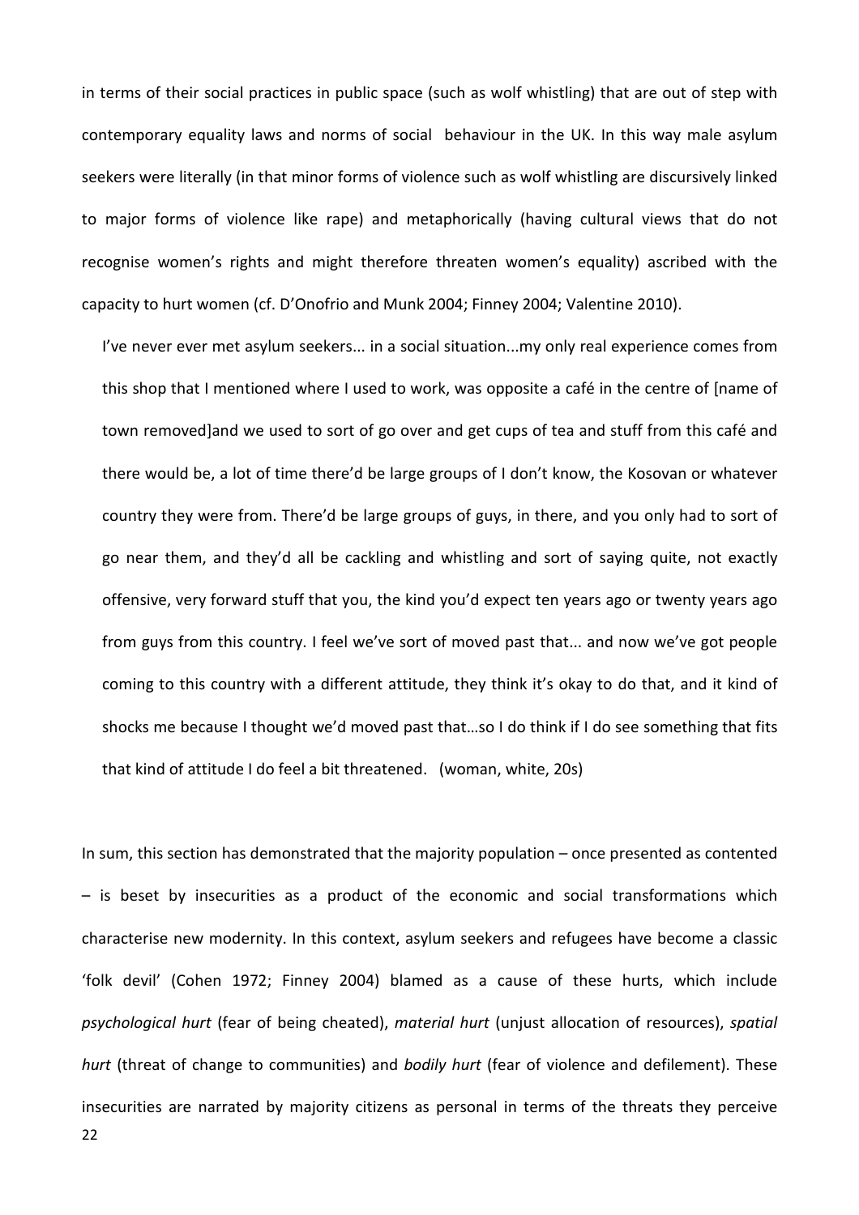in terms of their social practices in public space (such as wolf whistling) that are out of step with contemporary equality laws and norms of social behaviour in the UK. In this way male asylum seekers were literally (in that minor forms of violence such as wolf whistling are discursively linked to major forms of violence like rape) and metaphorically (having cultural views that do not recognise women's rights and might therefore threaten women's equality) ascribed with the capacity to hurt women (cf. D'Onofrio and Munk 2004; Finney 2004; Valentine 2010).

> I've never ever met asylum seekers... in a social situation...my only real experience comes from this shop that I mentioned where I used to work, was opposite a café in the centre of [name of town removed]and we used to sort of go over and get cups of tea and stuff from this café and there would be, a lot of time there'd be large groups of I don't know, the Kosovan or whatever country they were from. There'd be large groups of guys, in there, and you only had to sort of go near them, and they'd all be cackling and whistling and sort of saying quite, not exactly offensive, very forward stuff that you, the kind you'd expect ten years ago or twenty years ago from guys from this country. I feel we've sort of moved past that... and now we've got people coming to this country with a different attitude, they think it's okay to do that, and it kind of shocks me because I thought we'd moved past that…so I do think if I do see something that fits that kind of attitude I do feel a bit threatened. (woman, white, 20s)

In sum, this section has demonstrated that the majority population – once presented as contented – is beset by insecurities as a product of the economic and social transformations which characterise new modernity. In this context, asylum seekers and refugees have become a classic 'folk devil' (Cohen 1972; Finney 2004) blamed as a cause of these hurts, which include *psychological hurt* (fear of being cheated), *material hurt* (unjust allocation of resources), *spatial hurt* (threat of change to communities) and *bodily hurt* (fear of violence and defilement). These insecurities are narrated by majority citizens as personal in terms of the threats they perceive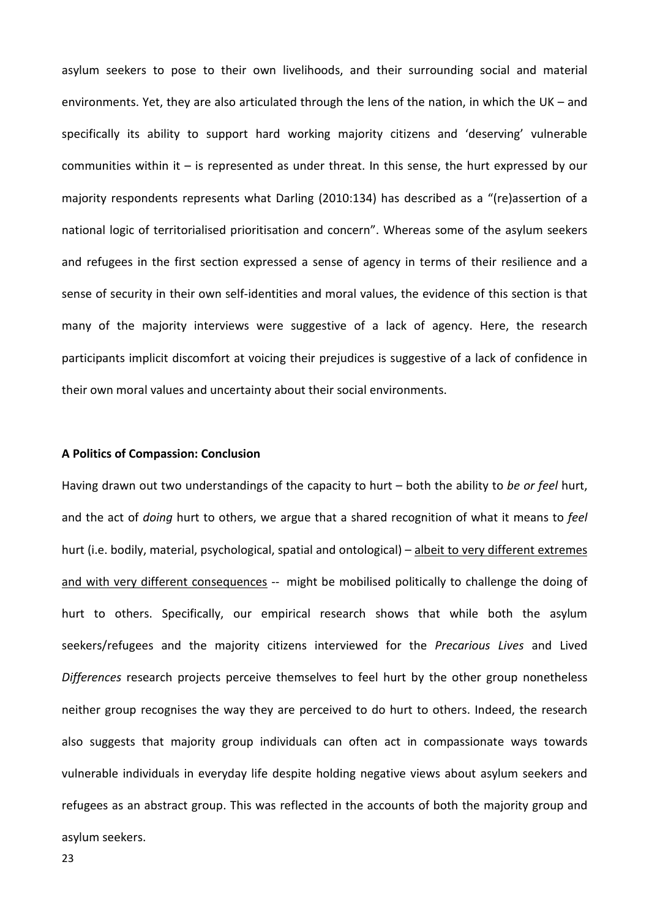asylum seekers to pose to their own livelihoods, and their surrounding social and material environments. Yet, they are also articulated through the lens of the nation, in which the UK – and specifically its ability to support hard working majority citizens and 'deserving' vulnerable communities within it – is represented as under threat. In this sense, the hurt expressed by our majority respondents represents what Darling (2010:134) has described as a "(re)assertion of a national logic of territorialised prioritisation and concern". Whereas some of the asylum seekers and refugees in the first section expressed a sense of agency in terms of their resilience and a sense of security in their own self-identities and moral values, the evidence of this section is that many of the majority interviews were suggestive of a lack of agency. Here, the research participants implicit discomfort at voicing their prejudices is suggestive of a lack of confidence in their own moral values and uncertainty about their social environments.

**A Politics of Compassion: Conclusion**

Having drawn out two understandings of the capacity to hurt – both the ability to *be or feel* hurt, and the act of *doing* hurt to others, we argue that a shared recognition of what it means to *feel* hurt (i.e. bodily, material, psychological, spatial and ontological) – <u>albeit to very different extremes and with very different consequences</u> -- might be mobilised politically to challenge the doing of hurt to others. Specifically, our empirical research shows that while both the asylum seekers/refugees and the majority citizens interviewed for the *Precarious Lives* and Lived *Differences* research projects perceive themselves to feel hurt by the other group nonetheless neither group recognises the way they are perceived to do hurt to others. Indeed, the research also suggests that majority group individuals can often act in compassionate ways towards vulnerable individuals in everyday life despite holding negative views about asylum seekers and refugees as an abstract group. This was reflected in the accounts of both the majority group and asylum seekers.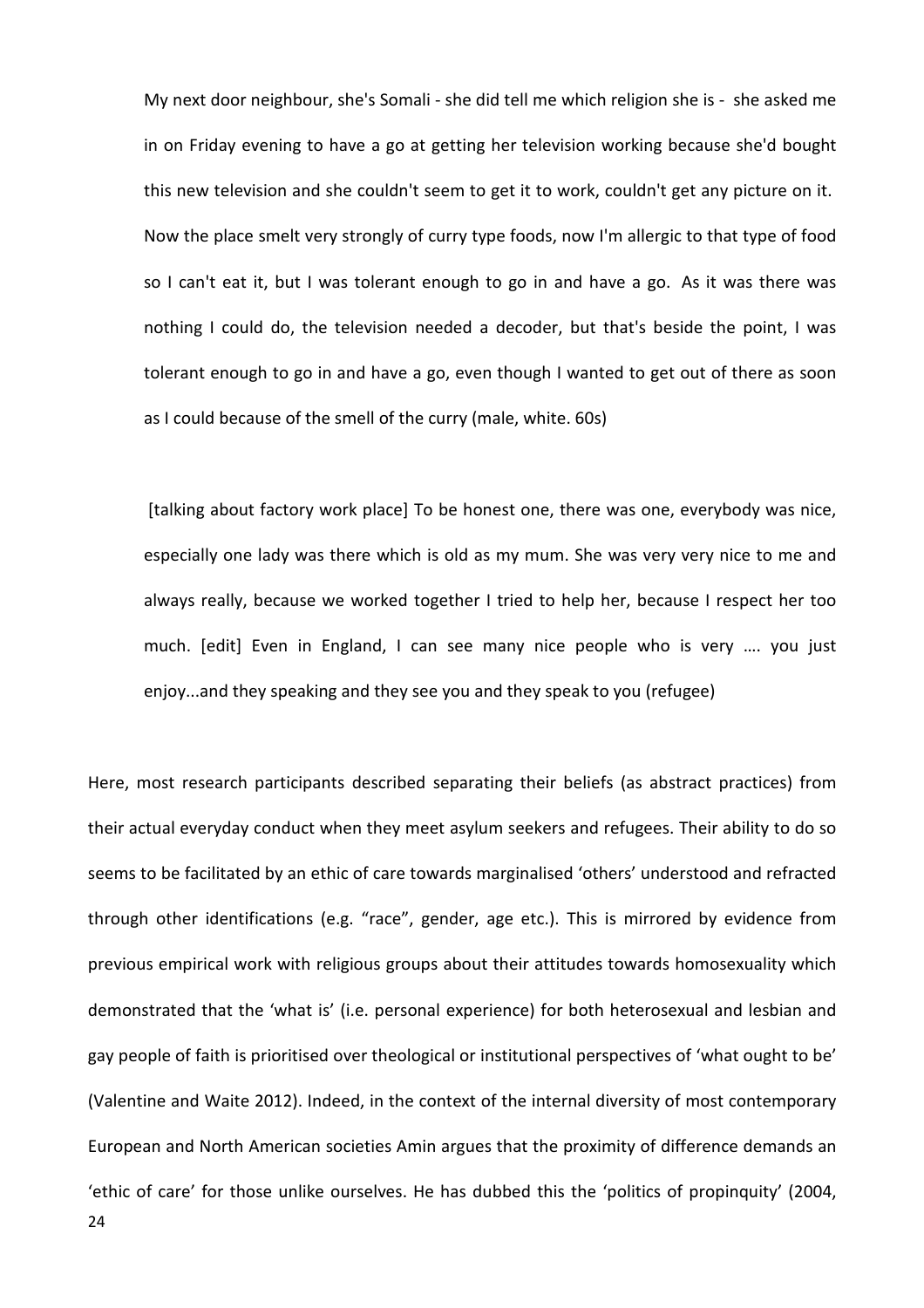> My next door neighbour, she's Somali - she did tell me which religion she is - she asked me in on Friday evening to have a go at getting her television working because she'd bought this new television and she couldn't seem to get it to work, couldn't get any picture on it. Now the place smelt very strongly of curry type foods, now I'm allergic to that type of food so I can't eat it, but I was tolerant enough to go in and have a go. As it was there was nothing I could do, the television needed a decoder, but that's beside the point, I was tolerant enough to go in and have a go, even though I wanted to get out of there as soon as I could because of the smell of the curry (male, white. 60s)

> [talking about factory work place] To be honest one, there was one, everybody was nice, especially one lady was there which is old as my mum. She was very very nice to me and always really, because we worked together I tried to help her, because I respect her too much. [edit] Even in England, I can see many nice people who is very …. you just enjoy...and they speaking and they see you and they speak to you (refugee)

Here, most research participants described separating their beliefs (as abstract practices) from their actual everyday conduct when they meet asylum seekers and refugees. Their ability to do so seems to be facilitated by an ethic of care towards marginalised 'others' understood and refracted through other identifications (e.g. "race", gender, age etc.). This is mirrored by evidence from previous empirical work with religious groups about their attitudes towards homosexuality which demonstrated that the 'what is' (i.e. personal experience) for both heterosexual and lesbian and gay people of faith is prioritised over theological or institutional perspectives of 'what ought to be' (Valentine and Waite 2012). Indeed, in the context of the internal diversity of most contemporary European and North American societies Amin argues that the proximity of difference demands an 'ethic of care' for those unlike ourselves. He has dubbed this the 'politics of propinquity' (2004,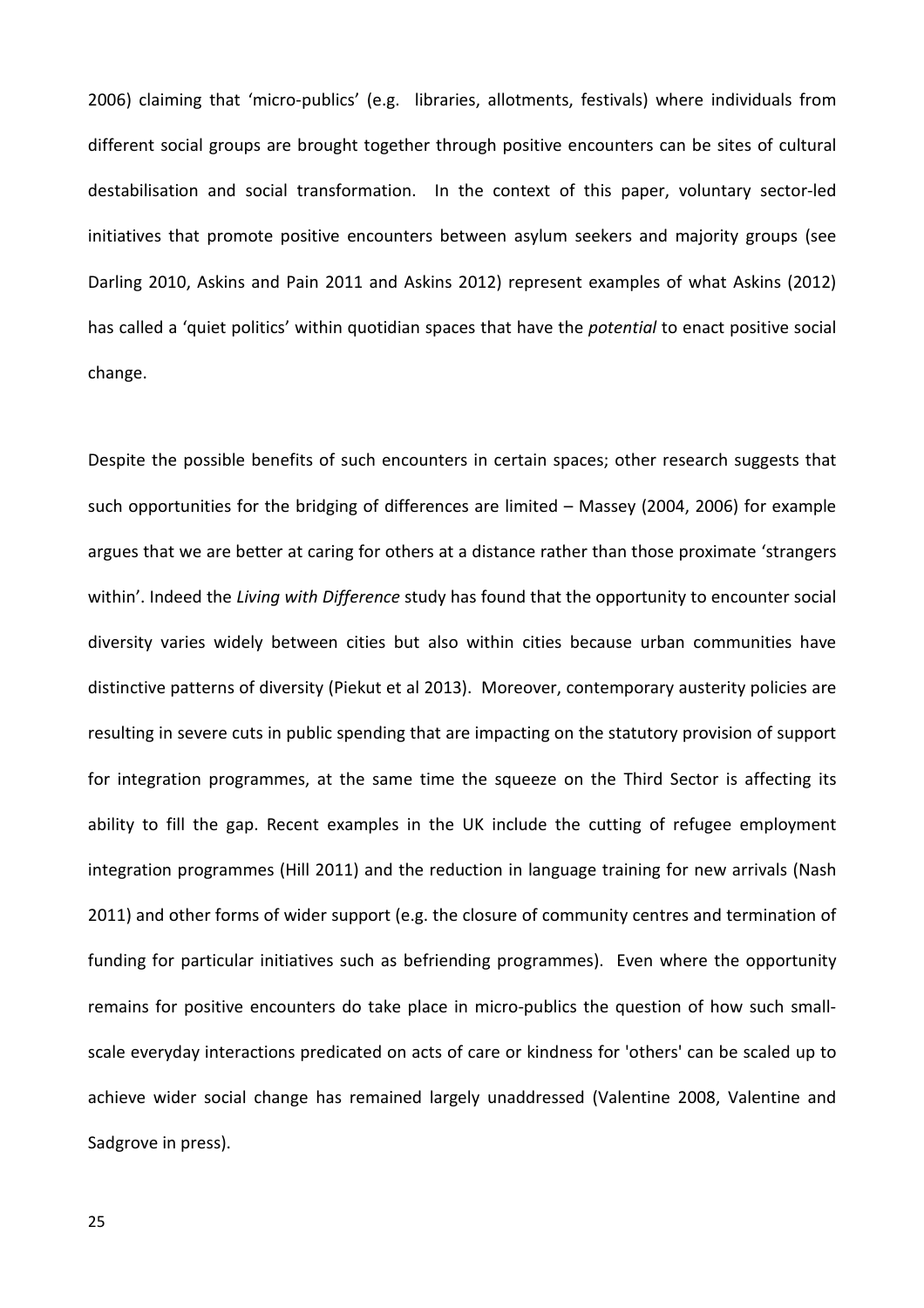2006) claiming that 'micro-publics' (e.g. libraries, allotments, festivals) where individuals from different social groups are brought together through positive encounters can be sites of cultural destabilisation and social transformation. In the context of this paper, voluntary sector-led initiatives that promote positive encounters between asylum seekers and majority groups (see Darling 2010, Askins and Pain 2011 and Askins 2012) represent examples of what Askins (2012) has called a 'quiet politics' within quotidian spaces that have the *potential* to enact positive social change.

Despite the possible benefits of such encounters in certain spaces; other research suggests that such opportunities for the bridging of differences are limited – Massey (2004, 2006) for example argues that we are better at caring for others at a distance rather than those proximate 'strangers within'. Indeed the *Living with Difference* study has found that the opportunity to encounter social diversity varies widely between cities but also within cities because urban communities have distinctive patterns of diversity (Piekut et al 2013). Moreover, contemporary austerity policies are resulting in severe cuts in public spending that are impacting on the statutory provision of support for integration programmes, at the same time the squeeze on the Third Sector is affecting its ability to fill the gap. Recent examples in the UK include the cutting of refugee employment integration programmes (Hill 2011) and the reduction in language training for new arrivals (Nash 2011) and other forms of wider support (e.g. the closure of community centres and termination of funding for particular initiatives such as befriending programmes). Even where the opportunity remains for positive encounters do take place in micro-publics the question of how such small-scale everyday interactions predicated on acts of care or kindness for 'others' can be scaled up to achieve wider social change has remained largely unaddressed (Valentine 2008, Valentine and Sadgrove in press).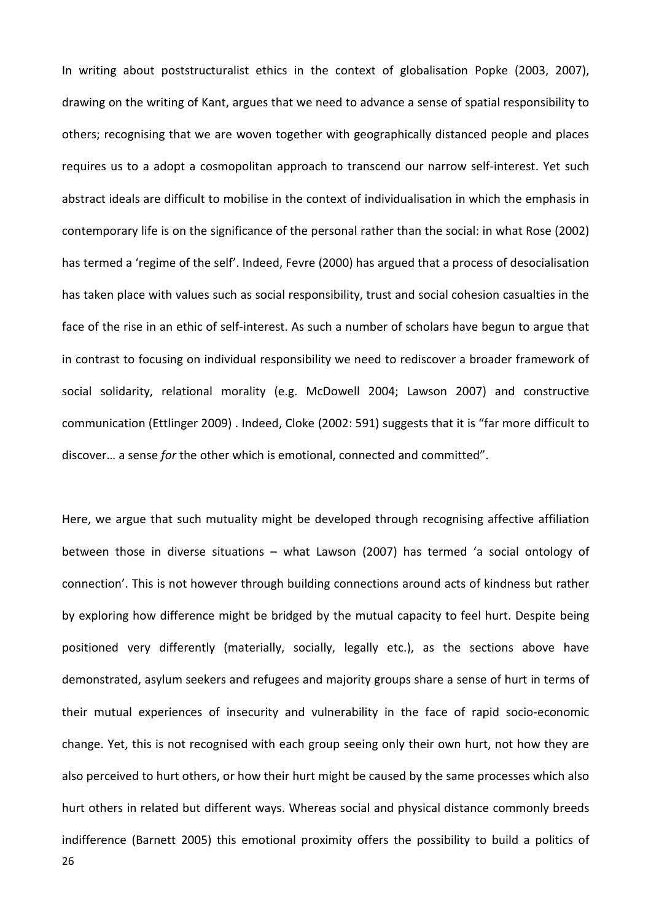In writing about poststructuralist ethics in the context of globalisation Popke (2003, 2007), drawing on the writing of Kant, argues that we need to advance a sense of spatial responsibility to others; recognising that we are woven together with geographically distanced people and places requires us to a adopt a cosmopolitan approach to transcend our narrow self-interest. Yet such abstract ideals are difficult to mobilise in the context of individualisation in which the emphasis in contemporary life is on the significance of the personal rather than the social: in what Rose (2002) has termed a 'regime of the self'. Indeed, Fevre (2000) has argued that a process of desocialisation has taken place with values such as social responsibility, trust and social cohesion casualties in the face of the rise in an ethic of self-interest. As such a number of scholars have begun to argue that in contrast to focusing on individual responsibility we need to rediscover a broader framework of social solidarity, relational morality (e.g. McDowell 2004; Lawson 2007) and constructive communication (Ettlinger 2009) . Indeed, Cloke (2002: 591) suggests that it is "far more difficult to discover… a sense *for* the other which is emotional, connected and committed".

Here, we argue that such mutuality might be developed through recognising affective affiliation between those in diverse situations – what Lawson (2007) has termed 'a social ontology of connection'. This is not however through building connections around acts of kindness but rather by exploring how difference might be bridged by the mutual capacity to feel hurt. Despite being positioned very differently (materially, socially, legally etc.), as the sections above have demonstrated, asylum seekers and refugees and majority groups share a sense of hurt in terms of their mutual experiences of insecurity and vulnerability in the face of rapid socio-economic change. Yet, this is not recognised with each group seeing only their own hurt, not how they are also perceived to hurt others, or how their hurt might be caused by the same processes which also hurt others in related but different ways. Whereas social and physical distance commonly breeds indifference (Barnett 2005) this emotional proximity offers the possibility to build a politics of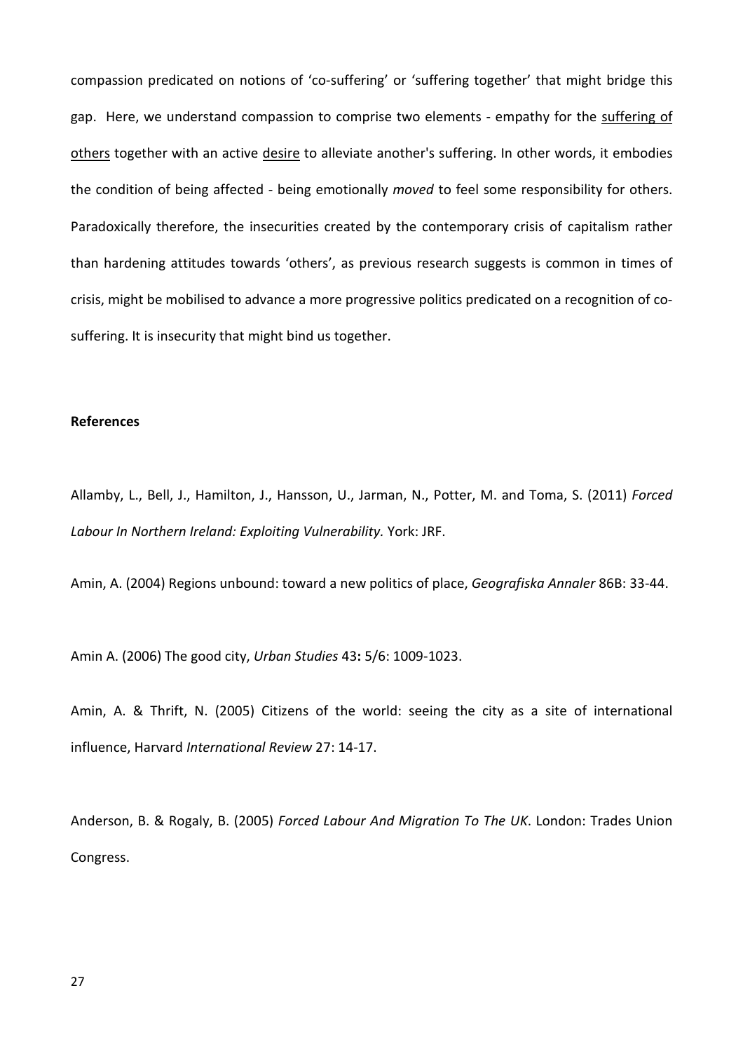compassion predicated on notions of 'co-suffering' or 'suffering together' that might bridge this gap. Here, we understand compassion to comprise two elements - empathy for the suffering of others together with an active desire to alleviate another's suffering. In other words, it embodies the condition of being affected - being emotionally *moved* to feel some responsibility for others. Paradoxically therefore, the insecurities created by the contemporary crisis of capitalism rather than hardening attitudes towards 'others', as previous research suggests is common in times of crisis, might be mobilised to advance a more progressive politics predicated on a recognition of co-suffering. It is insecurity that might bind us together.

**References**

Allamby, L., Bell, J., Hamilton, J., Hansson, U., Jarman, N., Potter, M. and Toma, S. (2011) *Forced Labour In Northern Ireland: Exploiting Vulnerability.* York: JRF.

Amin, A. (2004) Regions unbound: toward a new politics of place, *Geografiska Annaler* 86B: 33-44.

Amin A. (2006) The good city, *Urban Studies* 43**:** 5/6: 1009-1023.

Amin, A. & Thrift, N. (2005) Citizens of the world: seeing the city as a site of international influence, Harvard *International Review* 27: 14-17.

Anderson, B. & Rogaly, B. (2005) *Forced Labour And Migration To The UK*. London: Trades Union Congress.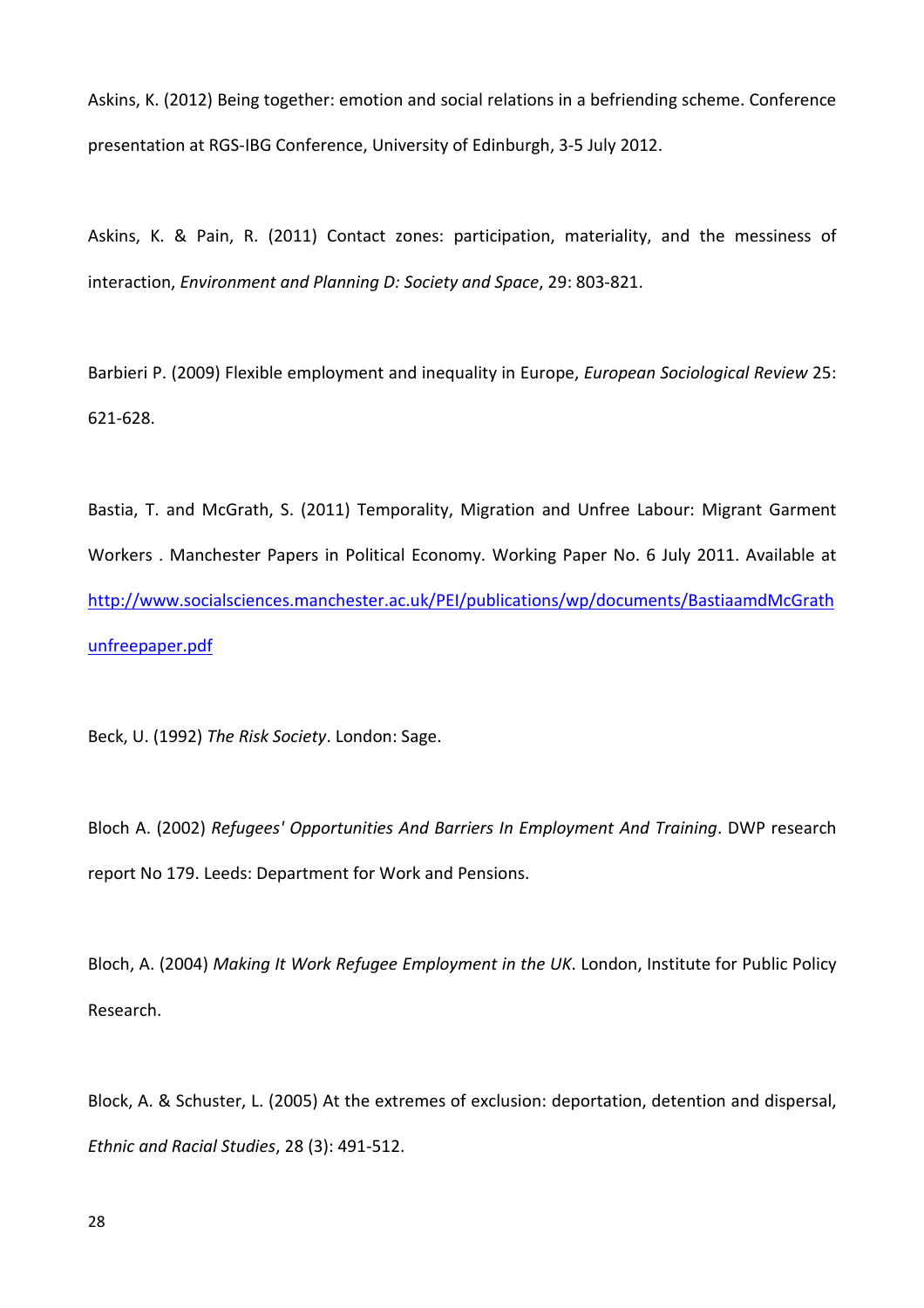Askins, K. (2012) Being together: emotion and social relations in a befriending scheme. Conference presentation at RGS-IBG Conference, University of Edinburgh, 3-5 July 2012.

Askins, K. & Pain, R. (2011) Contact zones: participation, materiality, and the messiness of interaction, *Environment and Planning D: Society and Space*, 29: 803-821.

Barbieri P. (2009) Flexible employment and inequality in Europe, *European Sociological Review* 25: 621-628.

Bastia, T. and McGrath, S. (2011) Temporality, Migration and Unfree Labour: Migrant Garment Workers . Manchester Papers in Political Economy. Working Paper No. 6 July 2011. Available at [http://www.socialsciences.manchester.ac.uk/PEI/publications/wp/documents/BastiaamdMcGrathunfreepaper.pdf](http://www.socialsciences.manchester.ac.uk/PEI/publications/wp/documents/BastiaamdMcGrathunfreepaper.pdf)

Beck, U. (1992) *The Risk Society*. London: Sage.

Bloch A. (2002) *Refugees' Opportunities And Barriers In Employment And Training*. DWP research report No 179. Leeds: Department for Work and Pensions.

Bloch, A. (2004) *Making It Work Refugee Employment in the UK*. London, Institute for Public Policy Research.

Block, A. & Schuster, L. (2005) At the extremes of exclusion: deportation, detention and dispersal, *Ethnic and Racial Studies*, 28 (3): 491-512.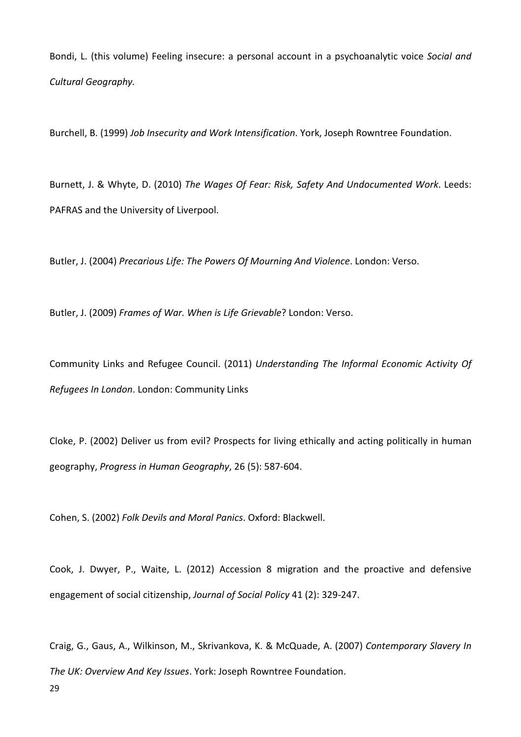Bondi, L. (this volume) Feeling insecure: a personal account in a psychoanalytic voice *Social and Cultural Geography.*

Burchell, B. (1999) *Job Insecurity and Work Intensification*. York, Joseph Rowntree Foundation.

Burnett, J. & Whyte, D. (2010) *The Wages Of Fear: Risk, Safety And Undocumented Work*. Leeds: PAFRAS and the University of Liverpool.

Butler, J. (2004) *Precarious Life: The Powers Of Mourning And Violence*. London: Verso.

Butler, J. (2009) *Frames of War. When is Life Grievable*? London: Verso.

Community Links and Refugee Council. (2011) *Understanding The Informal Economic Activity Of Refugees In London*. London: Community Links

Cloke, P. (2002) Deliver us from evil? Prospects for living ethically and acting politically in human geography, *Progress in Human Geography*, 26 (5): 587-604.

Cohen, S. (2002) *Folk Devils and Moral Panics*. Oxford: Blackwell.

Cook, J. Dwyer, P., Waite, L. (2012) Accession 8 migration and the proactive and defensive engagement of social citizenship, *Journal of Social Policy* 41 (2): 329-247.

Craig, G., Gaus, A., Wilkinson, M., Skrivankova, K. & McQuade, A. (2007) *Contemporary Slavery In The UK: Overview And Key Issues*. York: Joseph Rowntree Foundation.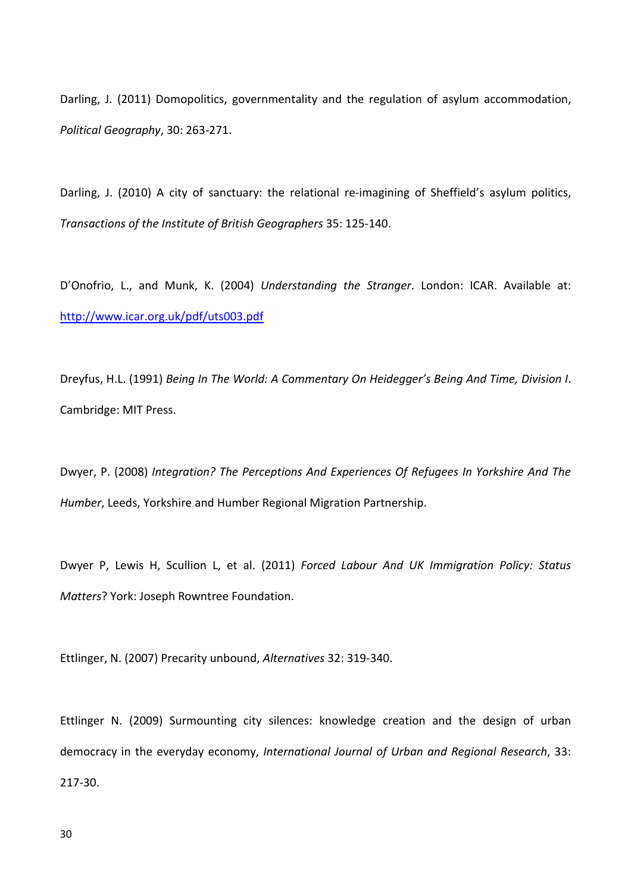Darling, J. (2011) Domopolitics, governmentality and the regulation of asylum accommodation, *Political Geography*, 30: 263-271.

Darling, J. (2010) A city of sanctuary: the relational re-imagining of Sheffield's asylum politics, *Transactions of the Institute of British Geographers* 35: 125-140.

D'Onofrio, L., and Munk, K. (2004) *Understanding the Stranger*. London: ICAR. Available at: http://www.icar.org.uk/pdf/uts003.pdf

Dreyfus, H.L. (1991) *Being In The World: A Commentary On Heidegger's Being And Time, Division I*. Cambridge: MIT Press.

Dwyer, P. (2008) *Integration? The Perceptions And Experiences Of Refugees In Yorkshire And The Humber*, Leeds, Yorkshire and Humber Regional Migration Partnership.

Dwyer P, Lewis H, Scullion L, et al. (2011) *Forced Labour And UK Immigration Policy: Status Matters*? York: Joseph Rowntree Foundation.

Ettlinger, N. (2007) Precarity unbound, *Alternatives* 32: 319-340.

Ettlinger N. (2009) Surmounting city silences: knowledge creation and the design of urban democracy in the everyday economy, *International Journal of Urban and Regional Research*, 33: 217-30.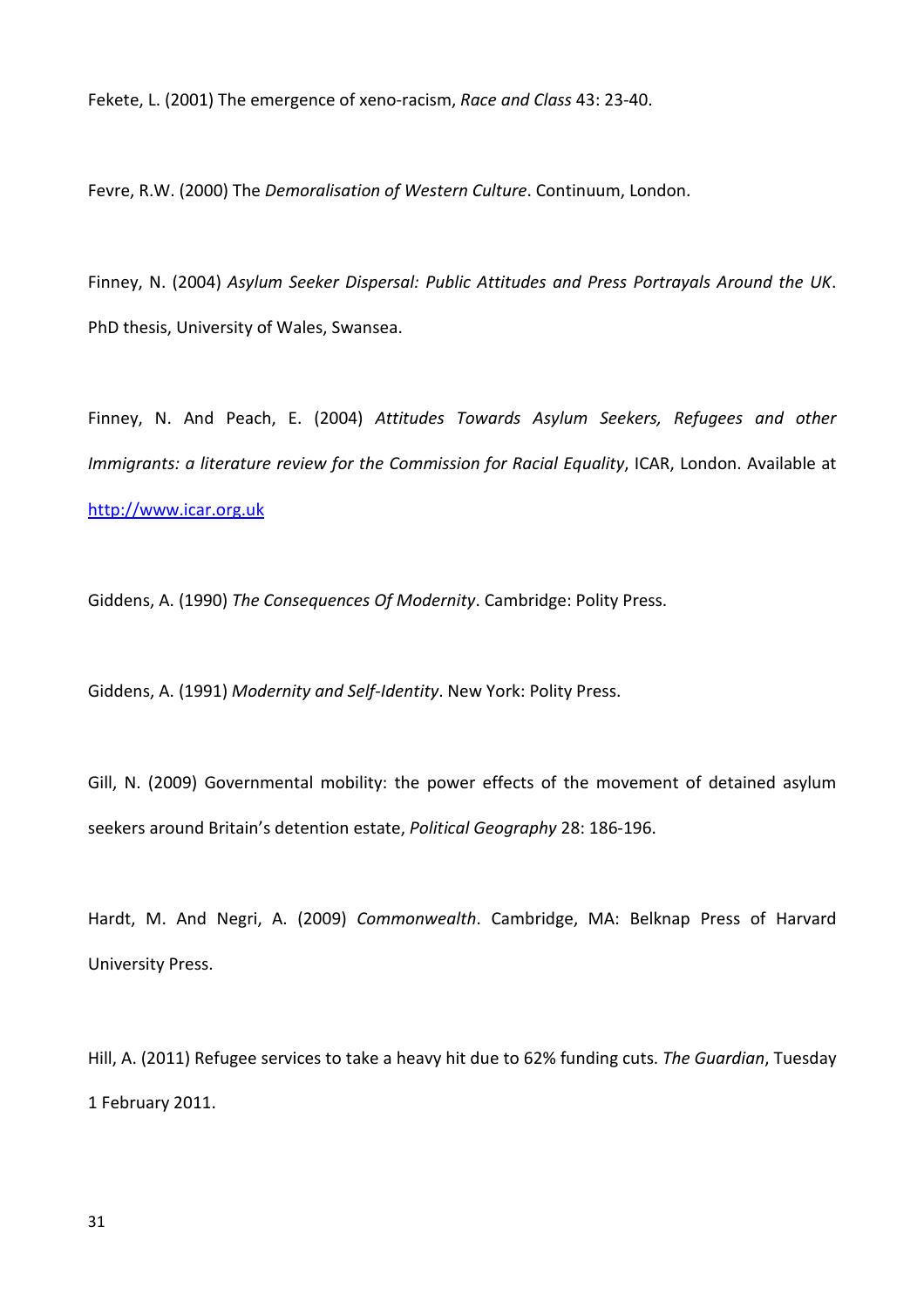Fekete, L. (2001) The emergence of xeno-racism, *Race and Class* 43: 23-40.

Fevre, R.W. (2000) The *Demoralisation of Western Culture*. Continuum, London.

Finney, N. (2004) *Asylum Seeker Dispersal: Public Attitudes and Press Portrayals Around the UK*. PhD thesis, University of Wales, Swansea.

Finney, N. And Peach, E. (2004) *Attitudes Towards Asylum Seekers, Refugees and other Immigrants: a literature review for the Commission for Racial Equality*, ICAR, London. Available at http://www.icar.org.uk

Giddens, A. (1990) *The Consequences Of Modernity*. Cambridge: Polity Press.

Giddens, A. (1991) *Modernity and Self-Identity*. New York: Polity Press.

Gill, N. (2009) Governmental mobility: the power effects of the movement of detained asylum seekers around Britain's detention estate, *Political Geography* 28: 186-196.

Hardt, M. And Negri, A. (2009) *Commonwealth*. Cambridge, MA: Belknap Press of Harvard University Press.

Hill, A. (2011) Refugee services to take a heavy hit due to 62% funding cuts. *The Guardian*, Tuesday 1 February 2011.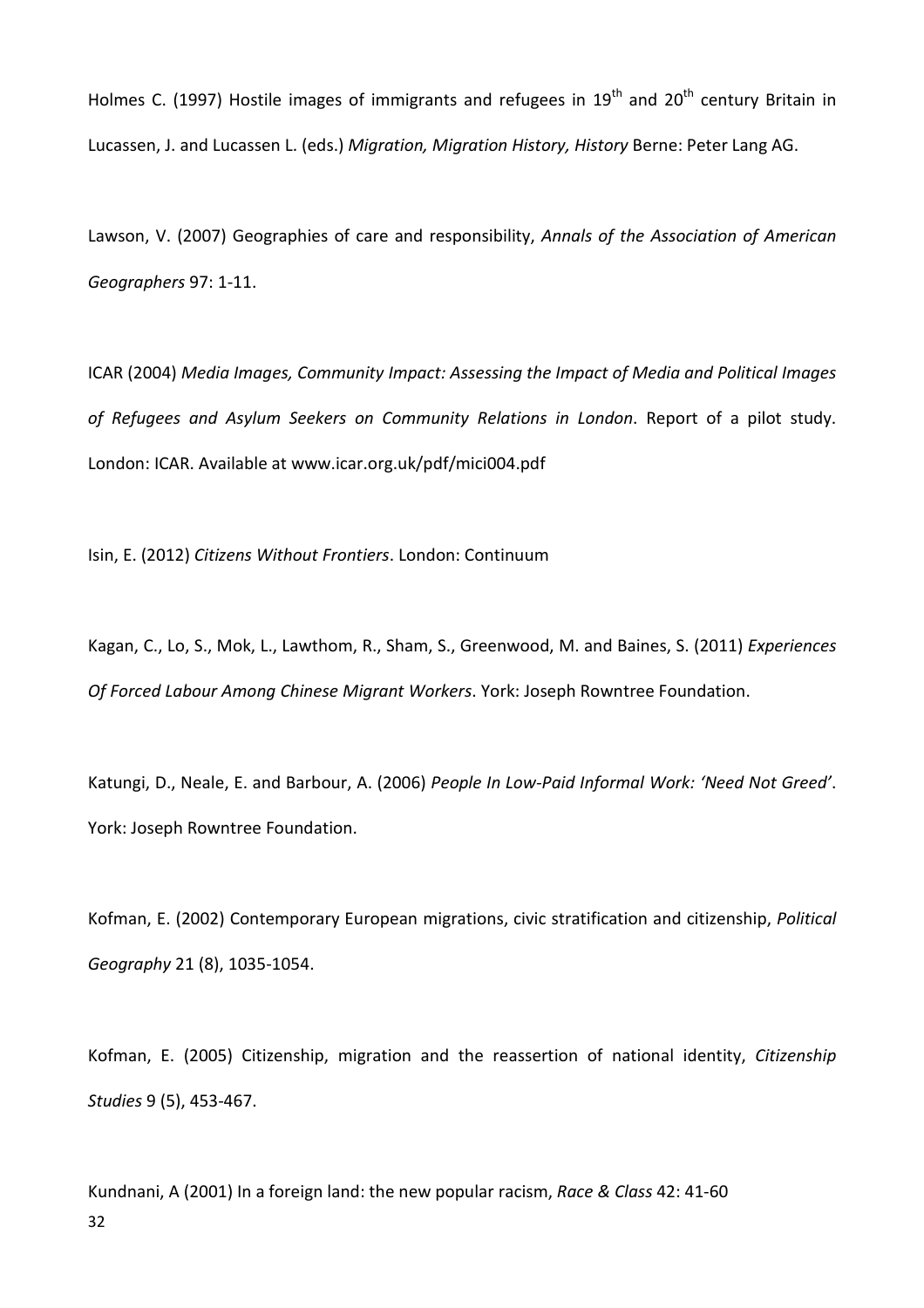Holmes C. (1997) Hostile images of immigrants and refugees in 19th and 20th century Britain in Lucassen, J. and Lucassen L. (eds.) *Migration, Migration History, History* Berne: Peter Lang AG.

Lawson, V. (2007) Geographies of care and responsibility, *Annals of the Association of American Geographers* 97: 1-11.

ICAR (2004) *Media Images, Community Impact: Assessing the Impact of Media and Political Images of Refugees and Asylum Seekers on Community Relations in London*. Report of a pilot study. London: ICAR. Available at www.icar.org.uk/pdf/mici004.pdf

Isin, E. (2012) *Citizens Without Frontiers*. London: Continuum

Kagan, C., Lo, S., Mok, L., Lawthom, R., Sham, S., Greenwood, M. and Baines, S. (2011) *Experiences Of Forced Labour Among Chinese Migrant Workers*. York: Joseph Rowntree Foundation.

Katungi, D., Neale, E. and Barbour, A. (2006) *People In Low-Paid Informal Work: 'Need Not Greed'*. York: Joseph Rowntree Foundation.

Kofman, E. (2002) Contemporary European migrations, civic stratification and citizenship, *Political Geography* 21 (8), 1035-1054.

Kofman, E. (2005) Citizenship, migration and the reassertion of national identity, *Citizenship Studies* 9 (5), 453-467.

Kundnani, A (2001) In a foreign land: the new popular racism, *Race & Class* 42: 41-60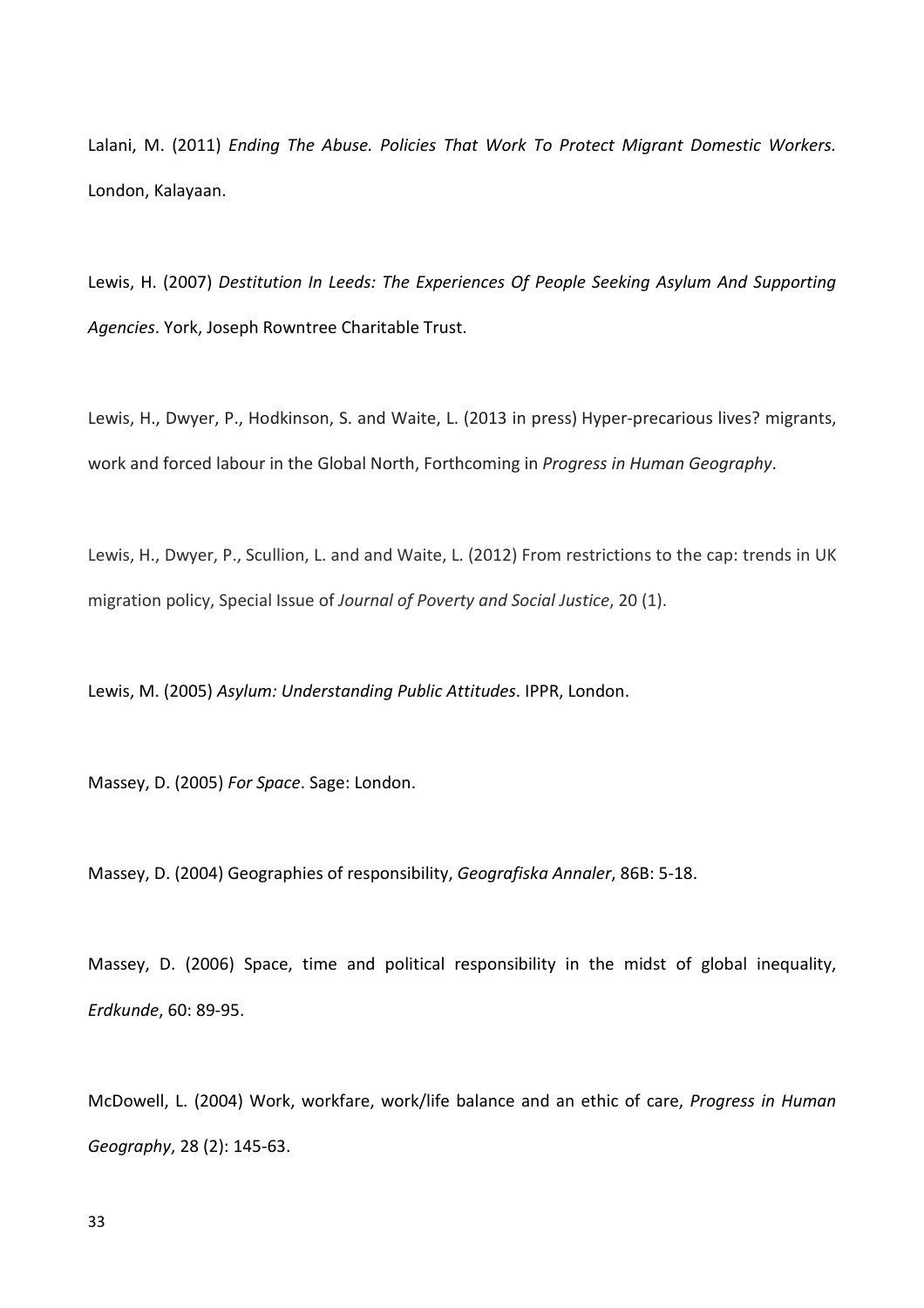Lalani, M. (2011) *Ending The Abuse. Policies That Work To Protect Migrant Domestic Workers.* London, Kalayaan.

Lewis, H. (2007) *Destitution In Leeds: The Experiences Of People Seeking Asylum And Supporting Agencies*. York, Joseph Rowntree Charitable Trust.

Lewis, H., Dwyer, P., Hodkinson, S. and Waite, L. (2013 in press) Hyper-precarious lives? migrants, work and forced labour in the Global North, Forthcoming in *Progress in Human Geography*.

Lewis, H., Dwyer, P., Scullion, L. and and Waite, L. (2012) From restrictions to the cap: trends in UK migration policy, Special Issue of *Journal of Poverty and Social Justice*, 20 (1).

Lewis, M. (2005) *Asylum: Understanding Public Attitudes*. IPPR, London.

Massey, D. (2005) *For Space*. Sage: London.

Massey, D. (2004) Geographies of responsibility, *Geografiska Annaler*, 86B: 5-18.

Massey, D. (2006) Space, time and political responsibility in the midst of global inequality, *Erdkunde*, 60: 89-95.

McDowell, L. (2004) Work, workfare, work/life balance and an ethic of care, *Progress in Human Geography*, 28 (2): 145-63.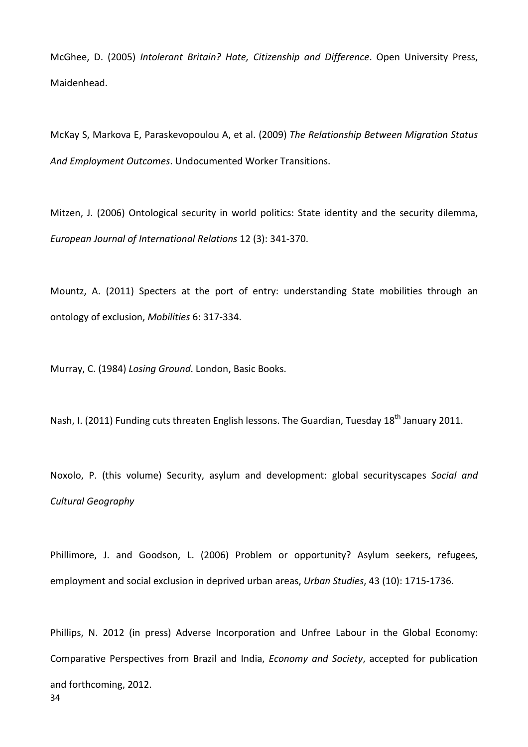McGhee, D. (2005) *Intolerant Britain? Hate, Citizenship and Difference*. Open University Press, Maidenhead.

McKay S, Markova E, Paraskevopoulou A, et al. (2009) *The Relationship Between Migration Status And Employment Outcomes*. Undocumented Worker Transitions.

Mitzen, J. (2006) Ontological security in world politics: State identity and the security dilemma, *European Journal of International Relations* 12 (3): 341-370.

Mountz, A. (2011) Specters at the port of entry: understanding State mobilities through an ontology of exclusion, *Mobilities* 6: 317-334.

Murray, C. (1984) *Losing Ground*. London, Basic Books.

Nash, I. (2011) Funding cuts threaten English lessons. The Guardian, Tuesday 18th January 2011.

Noxolo, P. (this volume) Security, asylum and development: global securityscapes *Social and Cultural Geography*

Phillimore, J. and Goodson, L. (2006) Problem or opportunity? Asylum seekers, refugees, employment and social exclusion in deprived urban areas, *Urban Studies*, 43 (10): 1715-1736.

Phillips, N. 2012 (in press) Adverse Incorporation and Unfree Labour in the Global Economy: Comparative Perspectives from Brazil and India, *Economy and Society*, accepted for publication and forthcoming, 2012.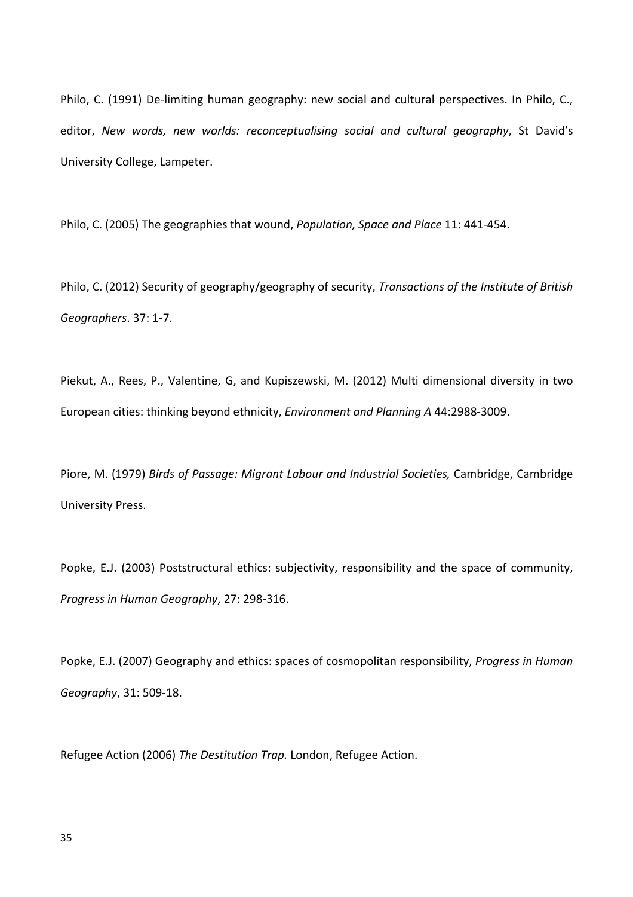Philo, C. (1991) De-limiting human geography: new social and cultural perspectives. In Philo, C., editor, *New words, new worlds: reconceptualising social and cultural geography*, St David's University College, Lampeter.

Philo, C. (2005) The geographies that wound, *Population, Space and Place* 11: 441-454.

Philo, C. (2012) Security of geography/geography of security, *Transactions of the Institute of British Geographers*. 37: 1-7.

Piekut, A., Rees, P., Valentine, G, and Kupiszewski, M. (2012) Multi dimensional diversity in two European cities: thinking beyond ethnicity, *Environment and Planning A* 44:2988-3009.

Piore, M. (1979) *Birds of Passage: Migrant Labour and Industrial Societies,* Cambridge, Cambridge University Press.

Popke, E.J. (2003) Poststructural ethics: subjectivity, responsibility and the space of community, *Progress in Human Geography*, 27: 298-316.

Popke, E.J. (2007) Geography and ethics: spaces of cosmopolitan responsibility, *Progress in Human Geography*, 31: 509-18.

Refugee Action (2006) *The Destitution Trap.* London, Refugee Action.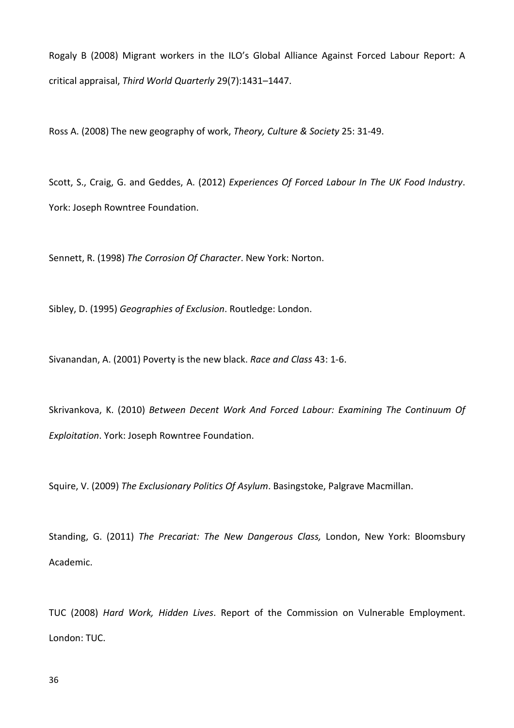Rogaly B (2008) Migrant workers in the ILO's Global Alliance Against Forced Labour Report: A critical appraisal, *Third World Quarterly* 29(7):1431–1447.

Ross A. (2008) The new geography of work, *Theory, Culture & Society* 25: 31-49.

Scott, S., Craig, G. and Geddes, A. (2012) *Experiences Of Forced Labour In The UK Food Industry*. York: Joseph Rowntree Foundation.

Sennett, R. (1998) *The Corrosion Of Character*. New York: Norton.

Sibley, D. (1995) *Geographies of Exclusion*. Routledge: London.

Sivanandan, A. (2001) Poverty is the new black. *Race and Class* 43: 1-6.

Skrivankova, K. (2010) *Between Decent Work And Forced Labour: Examining The Continuum Of Exploitation*. York: Joseph Rowntree Foundation.

Squire, V. (2009) *The Exclusionary Politics Of Asylum*. Basingstoke, Palgrave Macmillan.

Standing, G. (2011) *The Precariat: The New Dangerous Class,* London, New York: Bloomsbury Academic.

TUC (2008) *Hard Work, Hidden Lives*. Report of the Commission on Vulnerable Employment. London: TUC.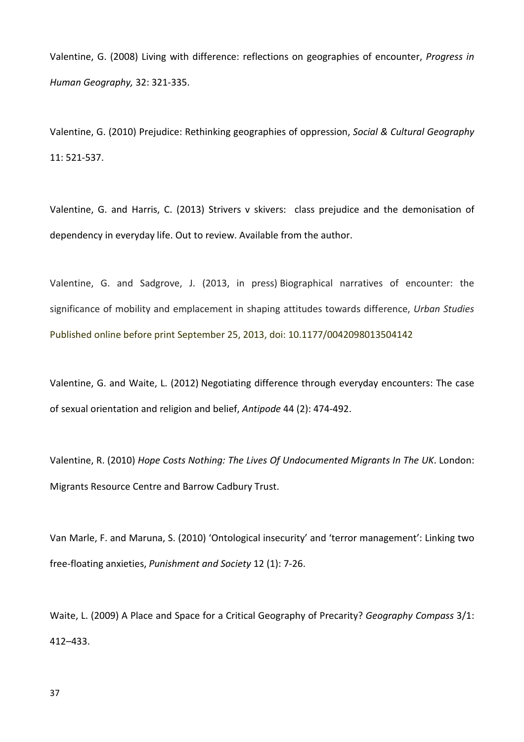Valentine, G. (2008) Living with difference: reflections on geographies of encounter, *Progress in Human Geography,* 32: 321-335.

Valentine, G. (2010) Prejudice: Rethinking geographies of oppression, *Social & Cultural Geography* 11: 521-537.

Valentine, G. and Harris, C. (2013) Strivers v skivers: class prejudice and the demonisation of dependency in everyday life. Out to review. Available from the author.

Valentine, G. and Sadgrove, J. (2013, in press) Biographical narratives of encounter: the significance of mobility and emplacement in shaping attitudes towards difference, *Urban Studies* Published online before print September 25, 2013, doi: 10.1177/0042098013504142

Valentine, G. and Waite, L. (2012) Negotiating difference through everyday encounters: The case of sexual orientation and religion and belief, *Antipode* 44 (2): 474-492.

Valentine, R. (2010) *Hope Costs Nothing: The Lives Of Undocumented Migrants In The UK*. London: Migrants Resource Centre and Barrow Cadbury Trust.

Van Marle, F. and Maruna, S. (2010) 'Ontological insecurity' and 'terror management': Linking two free-floating anxieties, *Punishment and Society* 12 (1): 7-26.

Waite, L. (2009) A Place and Space for a Critical Geography of Precarity? *Geography Compass* 3/1: 412–433.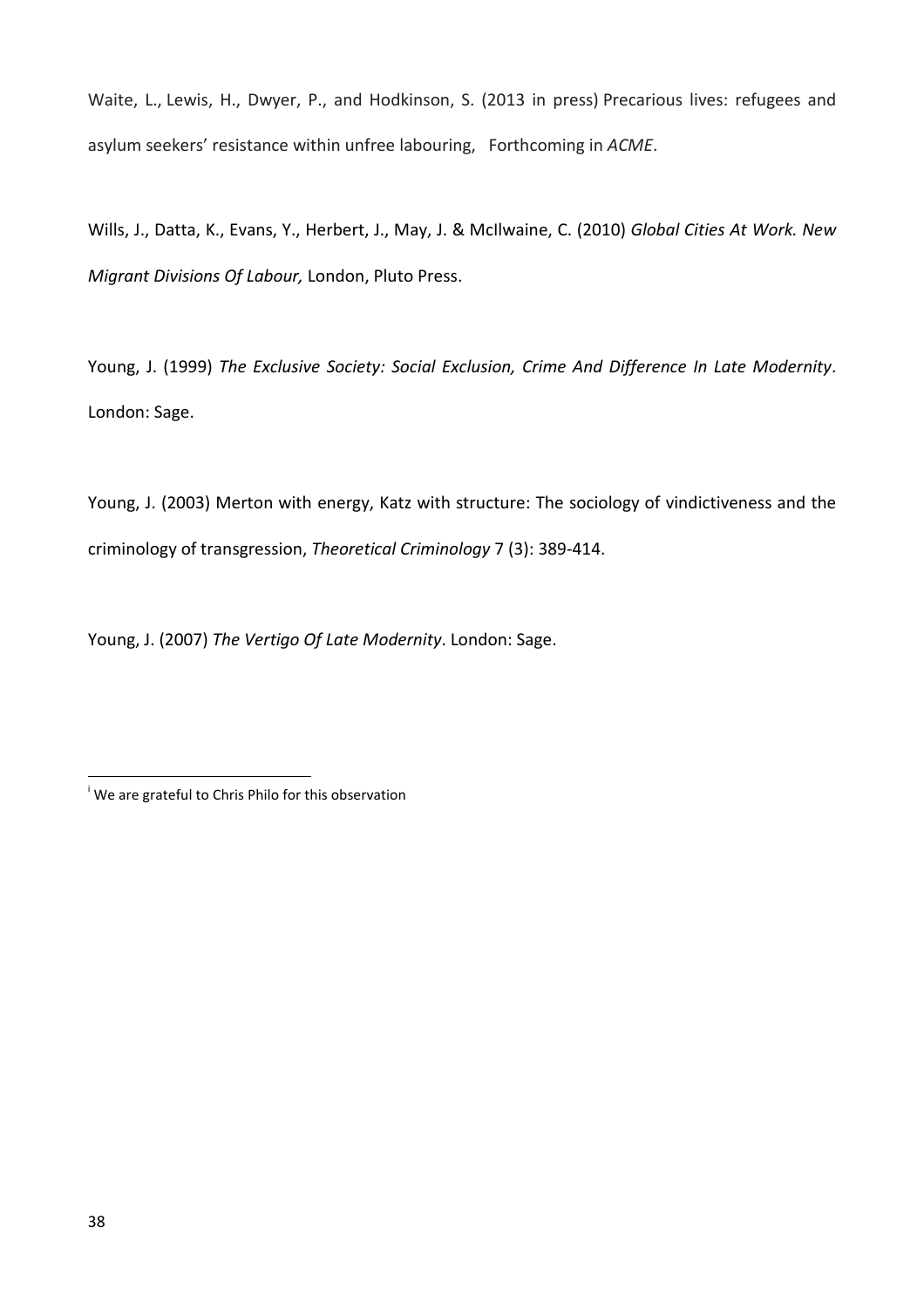Waite, L., Lewis, H., Dwyer, P., and Hodkinson, S. (2013 in press) Precarious lives: refugees and asylum seekers' resistance within unfree labouring, Forthcoming in *ACME*.

Wills, J., Datta, K., Evans, Y., Herbert, J., May, J. & McIlwaine, C. (2010) *Global Cities At Work. New Migrant Divisions Of Labour,* London, Pluto Press.

Young, J. (1999) *The Exclusive Society: Social Exclusion, Crime And Difference In Late Modernity*. London: Sage.

Young, J. (2003) Merton with energy, Katz with structure: The sociology of vindictiveness and the criminology of transgression, *Theoretical Criminology* 7 (3): 389-414.

Young, J. (2007) *The Vertigo Of Late Modernity*. London: Sage.

---

[i] We are grateful to Chris Philo for this observation